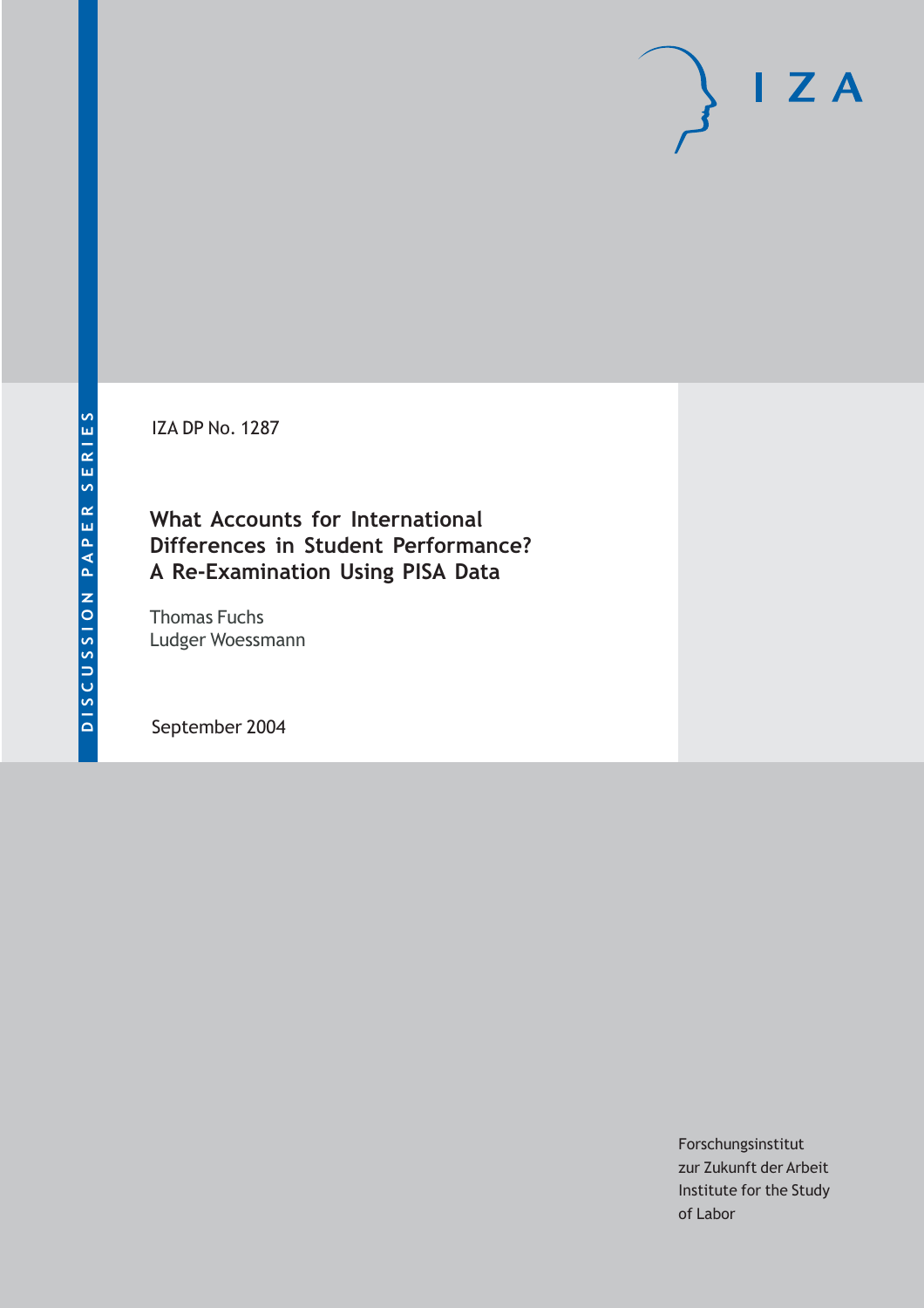IZA

DISCUSSION PAPER SERIES

IZA DP No. 1287

# What Accounts for International Differences in Student Performance? A Re-Examination Using PISA Data

Thomas Fuchs
Ludger Woessmann

September 2004

Forschungsinstitut
zur Zukunft der Arbeit
Institute for the Study
of Labor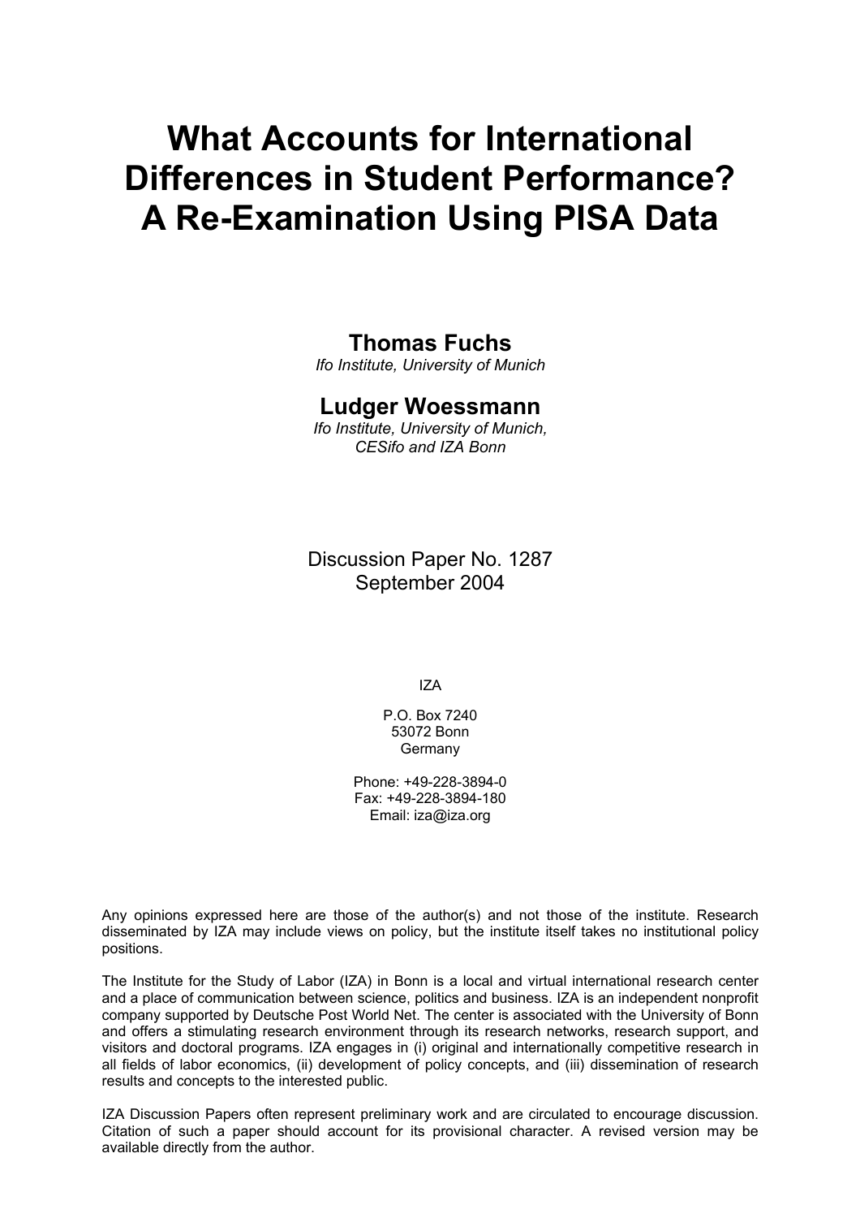# What Accounts for International Differences in Student Performance? A Re-Examination Using PISA Data

## Thomas Fuchs

*Ifo Institute, University of Munich*

## Ludger Woessmann

*Ifo Institute, University of Munich, CESifo and IZA Bonn*

Discussion Paper No. 1287
September 2004

IZA

P.O. Box 7240
53072 Bonn
Germany

Phone: +49-228-3894-0
Fax: +49-228-3894-180
Email: iza@iza.org

Any opinions expressed here are those of the author(s) and not those of the institute. Research disseminated by IZA may include views on policy, but the institute itself takes no institutional policy positions.

The Institute for the Study of Labor (IZA) in Bonn is a local and virtual international research center and a place of communication between science, politics and business. IZA is an independent nonprofit company supported by Deutsche Post World Net. The center is associated with the University of Bonn and offers a stimulating research environment through its research networks, research support, and visitors and doctoral programs. IZA engages in (i) original and internationally competitive research in all fields of labor economics, (ii) development of policy concepts, and (iii) dissemination of research results and concepts to the interested public.

IZA Discussion Papers often represent preliminary work and are circulated to encourage discussion. Citation of such a paper should account for its provisional character. A revised version may be available directly from the author.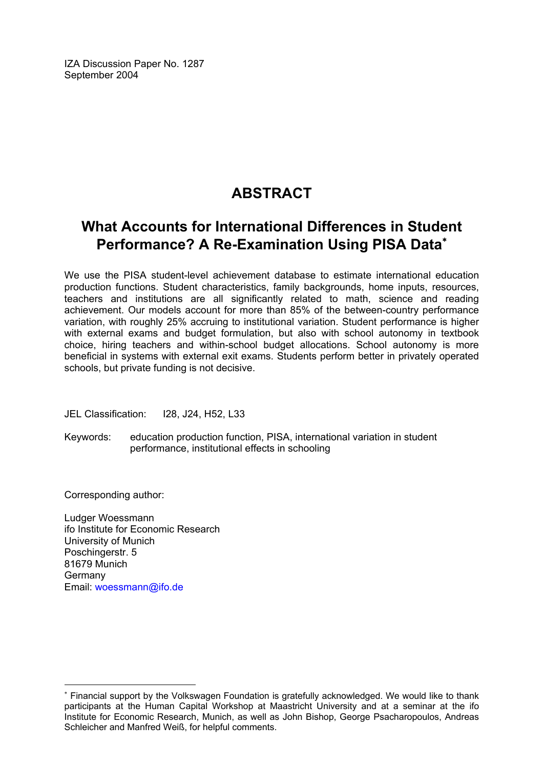IZA Discussion Paper No. 1287
September 2004

# ABSTRACT

## What Accounts for International Differences in Student Performance? A Re-Examination Using PISA Data*

We use the PISA student-level achievement database to estimate international education production functions. Student characteristics, family backgrounds, home inputs, resources, teachers and institutions are all significantly related to math, science and reading achievement. Our models account for more than 85% of the between-country performance variation, with roughly 25% accruing to institutional variation. Student performance is higher with external exams and budget formulation, but also with school autonomy in textbook choice, hiring teachers and within-school budget allocations. School autonomy is more beneficial in systems with external exit exams. Students perform better in privately operated schools, but private funding is not decisive.

JEL Classification: I28, J24, H52, L33

Keywords: education production function, PISA, international variation in student performance, institutional effects in schooling

Corresponding author:

Ludger Woessmann
ifo Institute for Economic Research
University of Munich
Poschingerstr. 5
81679 Munich
Germany
Email: woessmann@ifo.de

---

* Financial support by the Volkswagen Foundation is gratefully acknowledged. We would like to thank participants at the Human Capital Workshop at Maastricht University and at a seminar at the ifo Institute for Economic Research, Munich, as well as John Bishop, George Psacharopoulos, Andreas Schleicher and Manfred Weiß, for helpful comments.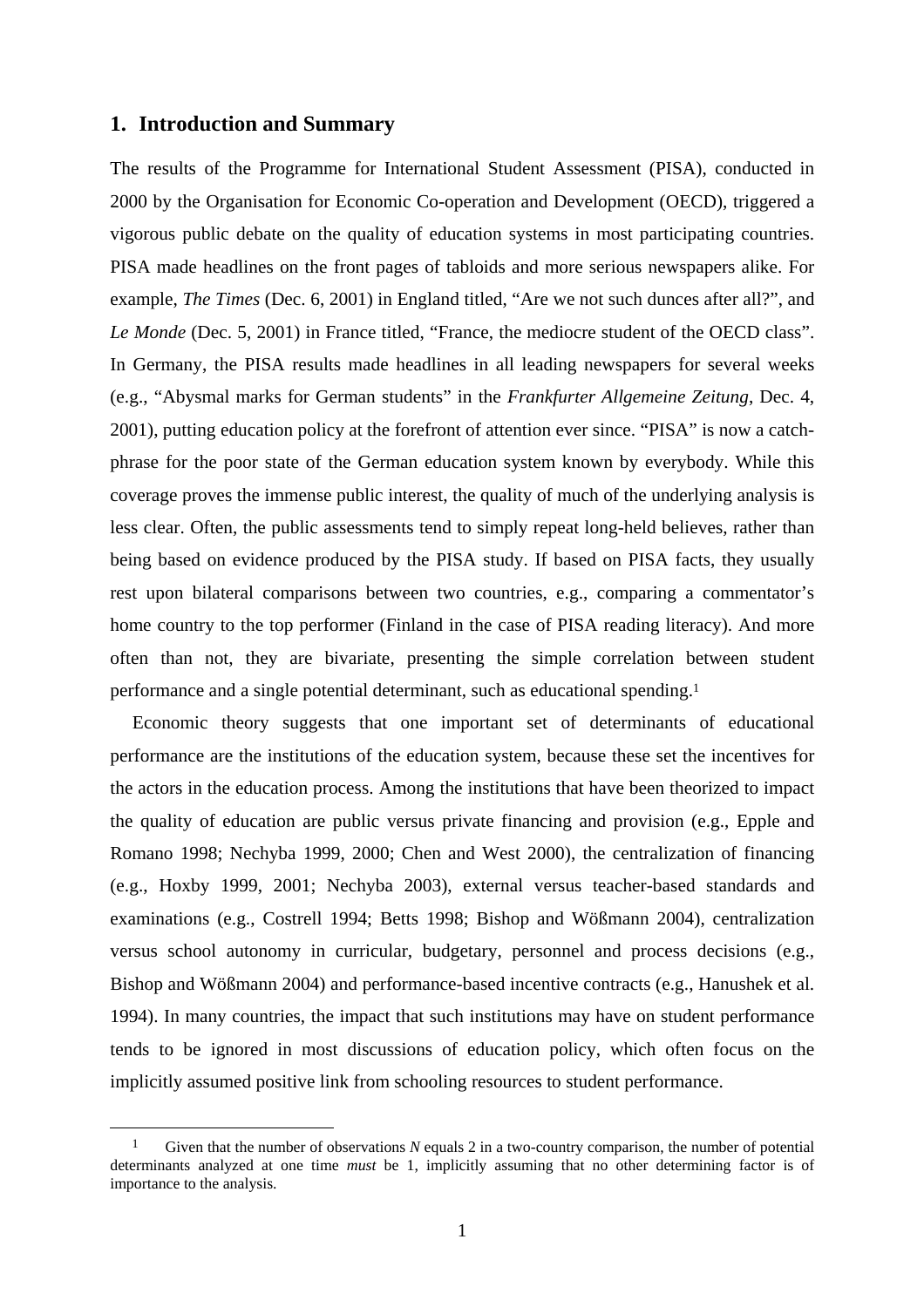## 1. Introduction and Summary

The results of the Programme for International Student Assessment (PISA), conducted in 2000 by the Organisation for Economic Co-operation and Development (OECD), triggered a vigorous public debate on the quality of education systems in most participating countries. PISA made headlines on the front pages of tabloids and more serious newspapers alike. For example, *The Times* (Dec. 6, 2001) in England titled, "Are we not such dunces after all?", and *Le Monde* (Dec. 5, 2001) in France titled, "France, the mediocre student of the OECD class". In Germany, the PISA results made headlines in all leading newspapers for several weeks (e.g., "Abysmal marks for German students" in the *Frankfurter Allgemeine Zeitung*, Dec. 4, 2001), putting education policy at the forefront of attention ever since. "PISA" is now a catch-phrase for the poor state of the German education system known by everybody. While this coverage proves the immense public interest, the quality of much of the underlying analysis is less clear. Often, the public assessments tend to simply repeat long-held believes, rather than being based on evidence produced by the PISA study. If based on PISA facts, they usually rest upon bilateral comparisons between two countries, e.g., comparing a commentator's home country to the top performer (Finland in the case of PISA reading literacy). And more often than not, they are bivariate, presenting the simple correlation between student performance and a single potential determinant, such as educational spending.[1]

Economic theory suggests that one important set of determinants of educational performance are the institutions of the education system, because these set the incentives for the actors in the education process. Among the institutions that have been theorized to impact the quality of education are public versus private financing and provision (e.g., Epple and Romano 1998; Nechyba 1999, 2000; Chen and West 2000), the centralization of financing (e.g., Hoxby 1999, 2001; Nechyba 2003), external versus teacher-based standards and examinations (e.g., Costrell 1994; Betts 1998; Bishop and Wößmann 2004), centralization versus school autonomy in curricular, budgetary, personnel and process decisions (e.g., Bishop and Wößmann 2004) and performance-based incentive contracts (e.g., Hanushek et al. 1994). In many countries, the impact that such institutions may have on student performance tends to be ignored in most discussions of education policy, which often focus on the implicitly assumed positive link from schooling resources to student performance.

[1] Given that the number of observations *N* equals 2 in a two-country comparison, the number of potential determinants analyzed at one time *must* be 1, implicitly assuming that no other determining factor is of importance to the analysis.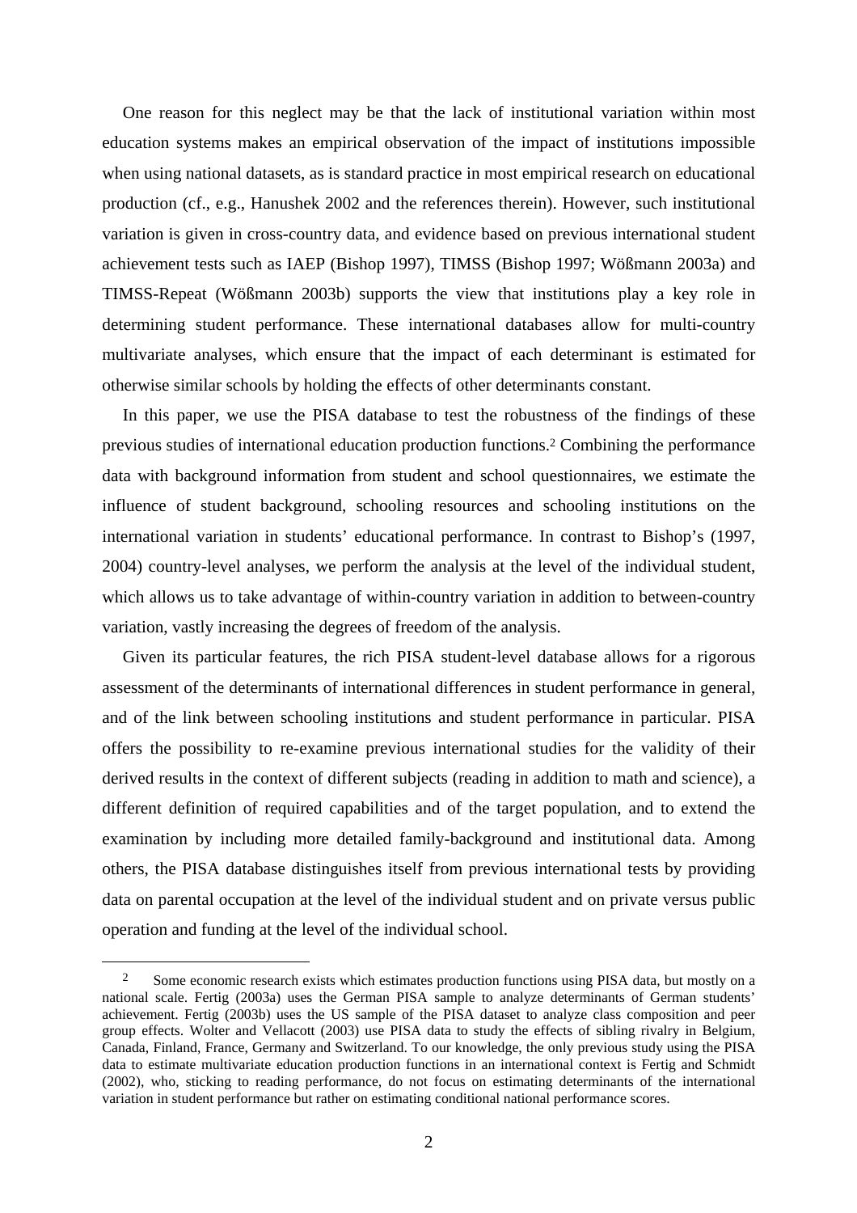One reason for this neglect may be that the lack of institutional variation within most education systems makes an empirical observation of the impact of institutions impossible when using national datasets, as is standard practice in most empirical research on educational production (cf., e.g., Hanushek 2002 and the references therein). However, such institutional variation is given in cross-country data, and evidence based on previous international student achievement tests such as IAEP (Bishop 1997), TIMSS (Bishop 1997; Wößmann 2003a) and TIMSS-Repeat (Wößmann 2003b) supports the view that institutions play a key role in determining student performance. These international databases allow for multi-country multivariate analyses, which ensure that the impact of each determinant is estimated for otherwise similar schools by holding the effects of other determinants constant.

In this paper, we use the PISA database to test the robustness of the findings of these previous studies of international education production functions.[2] Combining the performance data with background information from student and school questionnaires, we estimate the influence of student background, schooling resources and schooling institutions on the international variation in students' educational performance. In contrast to Bishop's (1997, 2004) country-level analyses, we perform the analysis at the level of the individual student, which allows us to take advantage of within-country variation in addition to between-country variation, vastly increasing the degrees of freedom of the analysis.

Given its particular features, the rich PISA student-level database allows for a rigorous assessment of the determinants of international differences in student performance in general, and of the link between schooling institutions and student performance in particular. PISA offers the possibility to re-examine previous international studies for the validity of their derived results in the context of different subjects (reading in addition to math and science), a different definition of required capabilities and of the target population, and to extend the examination by including more detailed family-background and institutional data. Among others, the PISA database distinguishes itself from previous international tests by providing data on parental occupation at the level of the individual student and on private versus public operation and funding at the level of the individual school.

---

[2] Some economic research exists which estimates production functions using PISA data, but mostly on a national scale. Fertig (2003a) uses the German PISA sample to analyze determinants of German students' achievement. Fertig (2003b) uses the US sample of the PISA dataset to analyze class composition and peer group effects. Wolter and Vellacott (2003) use PISA data to study the effects of sibling rivalry in Belgium, Canada, Finland, France, Germany and Switzerland. To our knowledge, the only previous study using the PISA data to estimate multivariate education production functions in an international context is Fertig and Schmidt (2002), who, sticking to reading performance, do not focus on estimating determinants of the international variation in student performance but rather on estimating conditional national performance scores.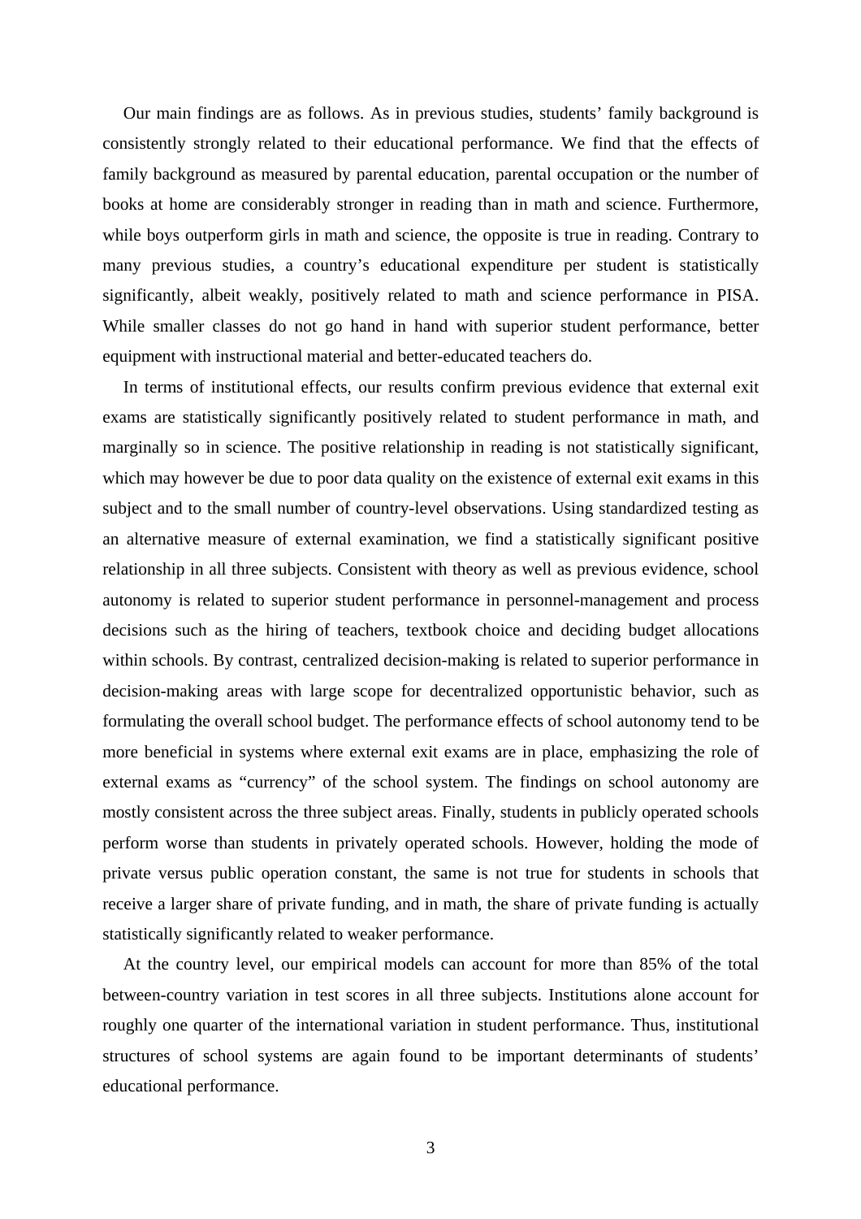Our main findings are as follows. As in previous studies, students' family background is consistently strongly related to their educational performance. We find that the effects of family background as measured by parental education, parental occupation or the number of books at home are considerably stronger in reading than in math and science. Furthermore, while boys outperform girls in math and science, the opposite is true in reading. Contrary to many previous studies, a country's educational expenditure per student is statistically significantly, albeit weakly, positively related to math and science performance in PISA. While smaller classes do not go hand in hand with superior student performance, better equipment with instructional material and better-educated teachers do.

In terms of institutional effects, our results confirm previous evidence that external exit exams are statistically significantly positively related to student performance in math, and marginally so in science. The positive relationship in reading is not statistically significant, which may however be due to poor data quality on the existence of external exit exams in this subject and to the small number of country-level observations. Using standardized testing as an alternative measure of external examination, we find a statistically significant positive relationship in all three subjects. Consistent with theory as well as previous evidence, school autonomy is related to superior student performance in personnel-management and process decisions such as the hiring of teachers, textbook choice and deciding budget allocations within schools. By contrast, centralized decision-making is related to superior performance in decision-making areas with large scope for decentralized opportunistic behavior, such as formulating the overall school budget. The performance effects of school autonomy tend to be more beneficial in systems where external exit exams are in place, emphasizing the role of external exams as "currency" of the school system. The findings on school autonomy are mostly consistent across the three subject areas. Finally, students in publicly operated schools perform worse than students in privately operated schools. However, holding the mode of private versus public operation constant, the same is not true for students in schools that receive a larger share of private funding, and in math, the share of private funding is actually statistically significantly related to weaker performance.

At the country level, our empirical models can account for more than 85% of the total between-country variation in test scores in all three subjects. Institutions alone account for roughly one quarter of the international variation in student performance. Thus, institutional structures of school systems are again found to be important determinants of students' educational performance.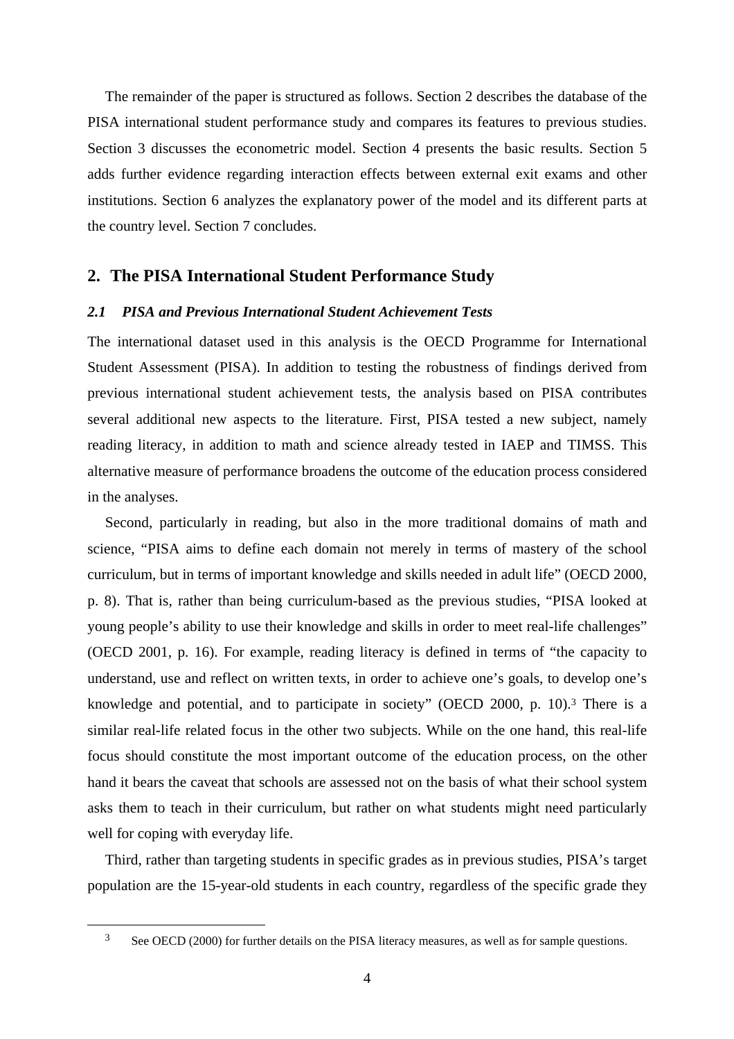The remainder of the paper is structured as follows. Section 2 describes the database of the PISA international student performance study and compares its features to previous studies. Section 3 discusses the econometric model. Section 4 presents the basic results. Section 5 adds further evidence regarding interaction effects between external exit exams and other institutions. Section 6 analyzes the explanatory power of the model and its different parts at the country level. Section 7 concludes.

## 2. The PISA International Student Performance Study

### *2.1 PISA and Previous International Student Achievement Tests*

The international dataset used in this analysis is the OECD Programme for International Student Assessment (PISA). In addition to testing the robustness of findings derived from previous international student achievement tests, the analysis based on PISA contributes several additional new aspects to the literature. First, PISA tested a new subject, namely reading literacy, in addition to math and science already tested in IAEP and TIMSS. This alternative measure of performance broadens the outcome of the education process considered in the analyses.

Second, particularly in reading, but also in the more traditional domains of math and science, "PISA aims to define each domain not merely in terms of mastery of the school curriculum, but in terms of important knowledge and skills needed in adult life" (OECD 2000, p. 8). That is, rather than being curriculum-based as the previous studies, "PISA looked at young people's ability to use their knowledge and skills in order to meet real-life challenges" (OECD 2001, p. 16). For example, reading literacy is defined in terms of "the capacity to understand, use and reflect on written texts, in order to achieve one's goals, to develop one's knowledge and potential, and to participate in society" (OECD 2000, p. 10).[3] There is a similar real-life related focus in the other two subjects. While on the one hand, this real-life focus should constitute the most important outcome of the education process, on the other hand it bears the caveat that schools are assessed not on the basis of what their school system asks them to teach in their curriculum, but rather on what students might need particularly well for coping with everyday life.

Third, rather than targeting students in specific grades as in previous studies, PISA's target population are the 15-year-old students in each country, regardless of the specific grade they

[3] See OECD (2000) for further details on the PISA literacy measures, as well as for sample questions.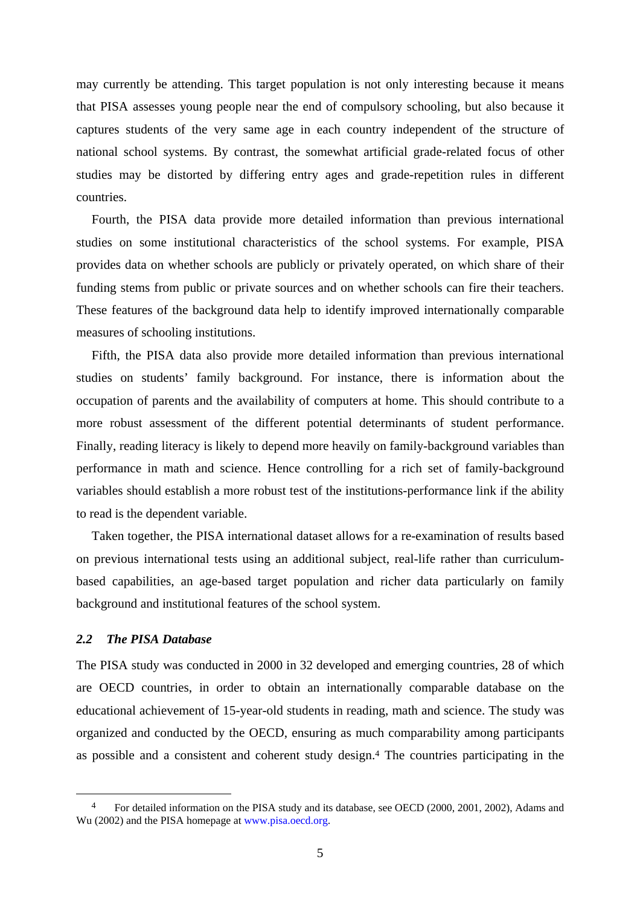may currently be attending. This target population is not only interesting because it means that PISA assesses young people near the end of compulsory schooling, but also because it captures students of the very same age in each country independent of the structure of national school systems. By contrast, the somewhat artificial grade-related focus of other studies may be distorted by differing entry ages and grade-repetition rules in different countries.

Fourth, the PISA data provide more detailed information than previous international studies on some institutional characteristics of the school systems. For example, PISA provides data on whether schools are publicly or privately operated, on which share of their funding stems from public or private sources and on whether schools can fire their teachers. These features of the background data help to identify improved internationally comparable measures of schooling institutions.

Fifth, the PISA data also provide more detailed information than previous international studies on students' family background. For instance, there is information about the occupation of parents and the availability of computers at home. This should contribute to a more robust assessment of the different potential determinants of student performance. Finally, reading literacy is likely to depend more heavily on family-background variables than performance in math and science. Hence controlling for a rich set of family-background variables should establish a more robust test of the institutions-performance link if the ability to read is the dependent variable.

Taken together, the PISA international dataset allows for a re-examination of results based on previous international tests using an additional subject, real-life rather than curriculum-based capabilities, an age-based target population and richer data particularly on family background and institutional features of the school system.

### *2.2 The PISA Database*

The PISA study was conducted in 2000 in 32 developed and emerging countries, 28 of which are OECD countries, in order to obtain an internationally comparable database on the educational achievement of 15-year-old students in reading, math and science. The study was organized and conducted by the OECD, ensuring as much comparability among participants as possible and a consistent and coherent study design.[4] The countries participating in the

[4] For detailed information on the PISA study and its database, see OECD (2000, 2001, 2002), Adams and Wu (2002) and the PISA homepage at www.pisa.oecd.org.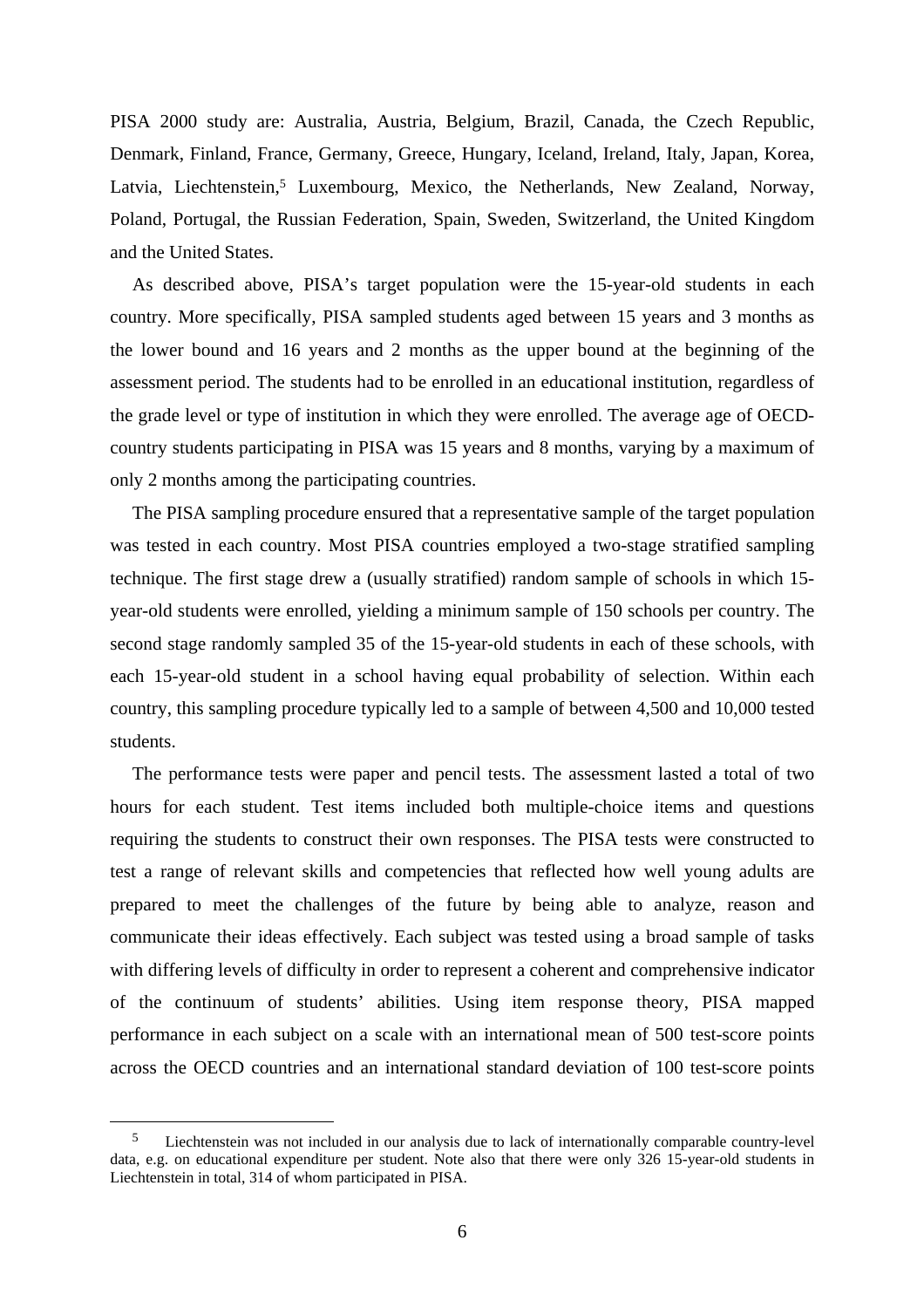PISA 2000 study are: Australia, Austria, Belgium, Brazil, Canada, the Czech Republic, Denmark, Finland, France, Germany, Greece, Hungary, Iceland, Ireland, Italy, Japan, Korea, Latvia, Liechtenstein,[5] Luxembourg, Mexico, the Netherlands, New Zealand, Norway, Poland, Portugal, the Russian Federation, Spain, Sweden, Switzerland, the United Kingdom and the United States.

As described above, PISA's target population were the 15-year-old students in each country. More specifically, PISA sampled students aged between 15 years and 3 months as the lower bound and 16 years and 2 months as the upper bound at the beginning of the assessment period. The students had to be enrolled in an educational institution, regardless of the grade level or type of institution in which they were enrolled. The average age of OECD-country students participating in PISA was 15 years and 8 months, varying by a maximum of only 2 months among the participating countries.

The PISA sampling procedure ensured that a representative sample of the target population was tested in each country. Most PISA countries employed a two-stage stratified sampling technique. The first stage drew a (usually stratified) random sample of schools in which 15-year-old students were enrolled, yielding a minimum sample of 150 schools per country. The second stage randomly sampled 35 of the 15-year-old students in each of these schools, with each 15-year-old student in a school having equal probability of selection. Within each country, this sampling procedure typically led to a sample of between 4,500 and 10,000 tested students.

The performance tests were paper and pencil tests. The assessment lasted a total of two hours for each student. Test items included both multiple-choice items and questions requiring the students to construct their own responses. The PISA tests were constructed to test a range of relevant skills and competencies that reflected how well young adults are prepared to meet the challenges of the future by being able to analyze, reason and communicate their ideas effectively. Each subject was tested using a broad sample of tasks with differing levels of difficulty in order to represent a coherent and comprehensive indicator of the continuum of students' abilities. Using item response theory, PISA mapped performance in each subject on a scale with an international mean of 500 test-score points across the OECD countries and an international standard deviation of 100 test-score points

---

[5] Liechtenstein was not included in our analysis due to lack of internationally comparable country-level data, e.g. on educational expenditure per student. Note also that there were only 326 15-year-old students in Liechtenstein in total, 314 of whom participated in PISA.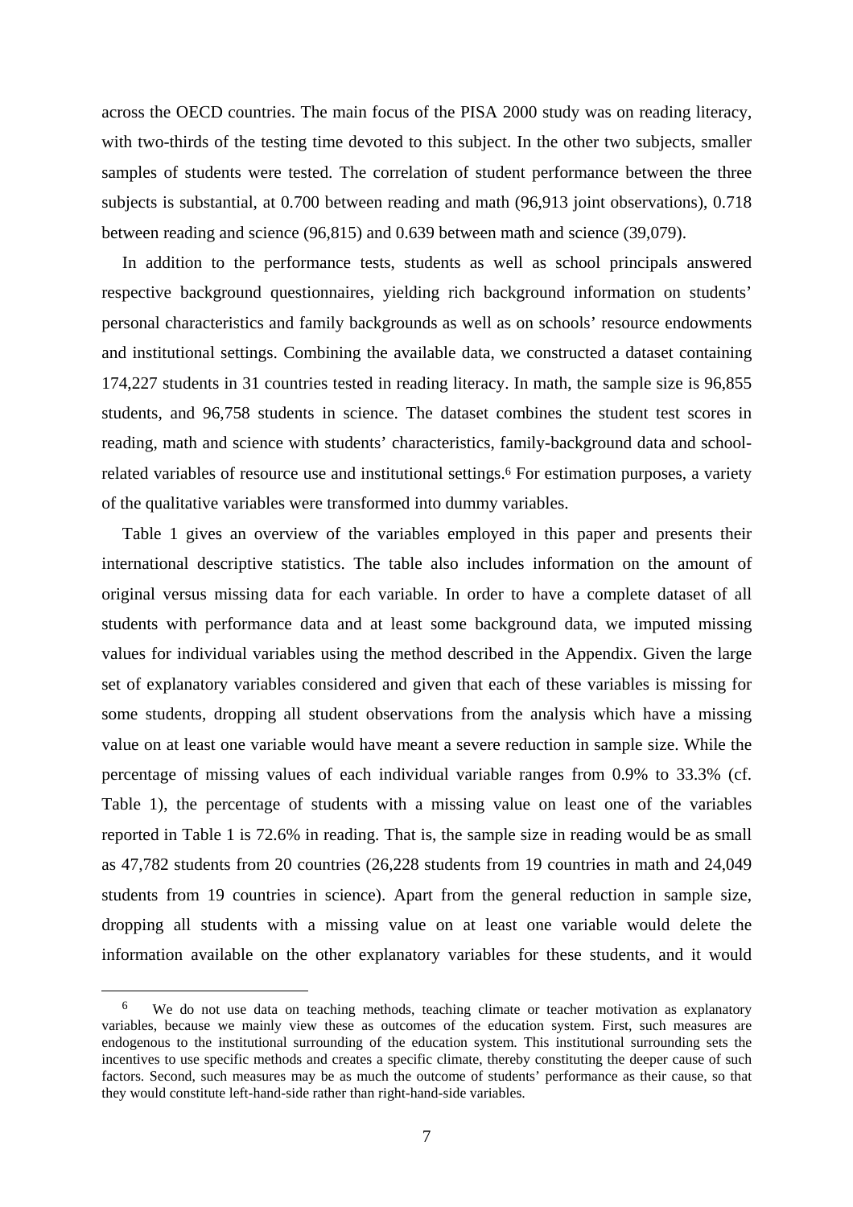across the OECD countries. The main focus of the PISA 2000 study was on reading literacy, with two-thirds of the testing time devoted to this subject. In the other two subjects, smaller samples of students were tested. The correlation of student performance between the three subjects is substantial, at 0.700 between reading and math (96,913 joint observations), 0.718 between reading and science (96,815) and 0.639 between math and science (39,079).

In addition to the performance tests, students as well as school principals answered respective background questionnaires, yielding rich background information on students' personal characteristics and family backgrounds as well as on schools' resource endowments and institutional settings. Combining the available data, we constructed a dataset containing 174,227 students in 31 countries tested in reading literacy. In math, the sample size is 96,855 students, and 96,758 students in science. The dataset combines the student test scores in reading, math and science with students' characteristics, family-background data and school-related variables of resource use and institutional settings.[6] For estimation purposes, a variety of the qualitative variables were transformed into dummy variables.

Table 1 gives an overview of the variables employed in this paper and presents their international descriptive statistics. The table also includes information on the amount of original versus missing data for each variable. In order to have a complete dataset of all students with performance data and at least some background data, we imputed missing values for individual variables using the method described in the Appendix. Given the large set of explanatory variables considered and given that each of these variables is missing for some students, dropping all student observations from the analysis which have a missing value on at least one variable would have meant a severe reduction in sample size. While the percentage of missing values of each individual variable ranges from 0.9% to 33.3% (cf. Table 1), the percentage of students with a missing value on least one of the variables reported in Table 1 is 72.6% in reading. That is, the sample size in reading would be as small as 47,782 students from 20 countries (26,228 students from 19 countries in math and 24,049 students from 19 countries in science). Apart from the general reduction in sample size, dropping all students with a missing value on at least one variable would delete the information available on the other explanatory variables for these students, and it would

---

[6] We do not use data on teaching methods, teaching climate or teacher motivation as explanatory variables, because we mainly view these as outcomes of the education system. First, such measures are endogenous to the institutional surrounding of the education system. This institutional surrounding sets the incentives to use specific methods and creates a specific climate, thereby constituting the deeper cause of such factors. Second, such measures may be as much the outcome of students' performance as their cause, so that they would constitute left-hand-side rather than right-hand-side variables.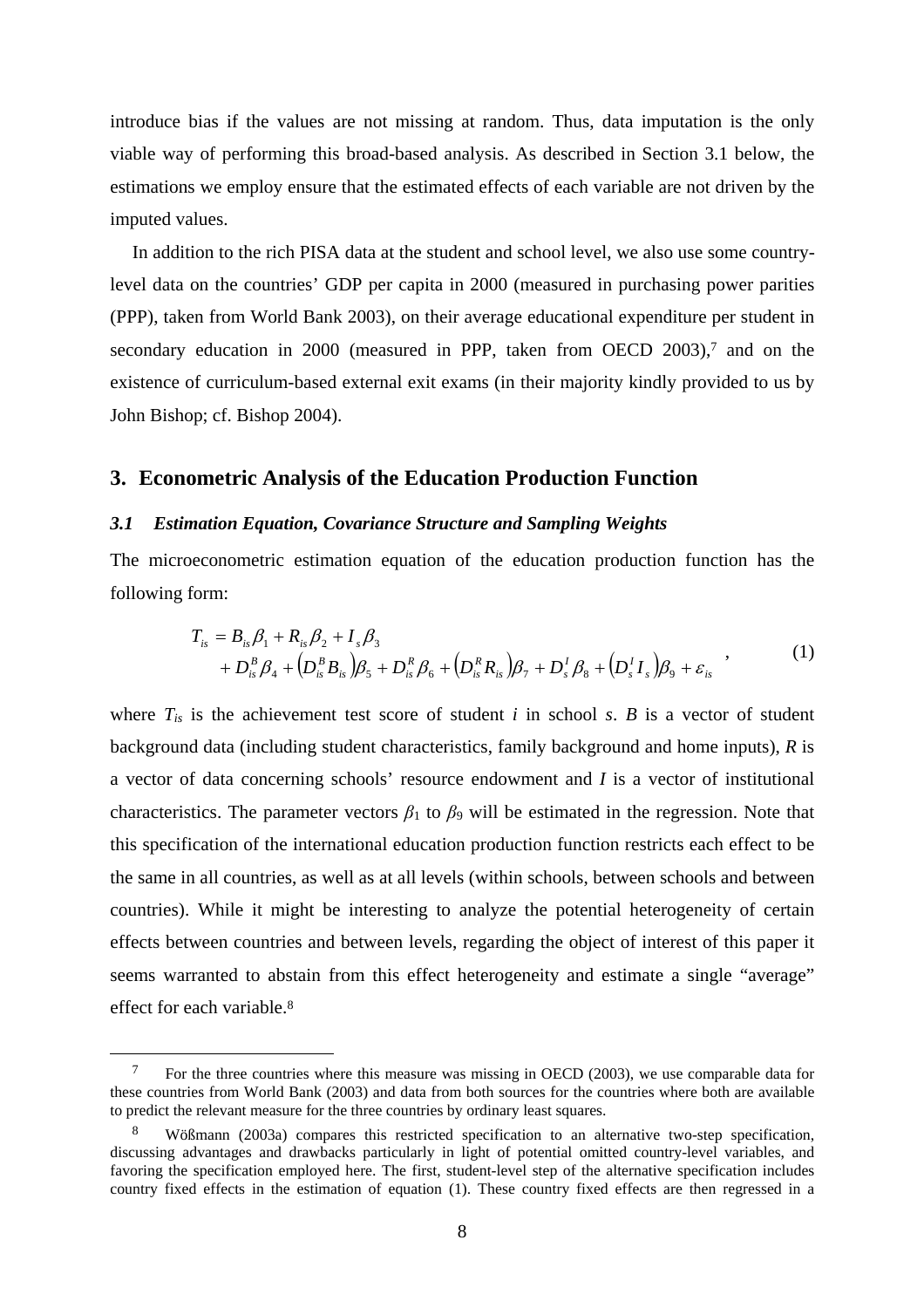introduce bias if the values are not missing at random. Thus, data imputation is the only viable way of performing this broad-based analysis. As described in Section 3.1 below, the estimations we employ ensure that the estimated effects of each variable are not driven by the imputed values.

In addition to the rich PISA data at the student and school level, we also use some country-level data on the countries' GDP per capita in 2000 (measured in purchasing power parities (PPP), taken from World Bank 2003), on their average educational expenditure per student in secondary education in 2000 (measured in PPP, taken from OECD 2003),[7] and on the existence of curriculum-based external exit exams (in their majority kindly provided to us by John Bishop; cf. Bishop 2004).

## 3. Econometric Analysis of the Education Production Function

### *3.1 Estimation Equation, Covariance Structure and Sampling Weights*

The microeconometric estimation equation of the education production function has the following form:

$$
\begin{aligned}
T_{is} &= B_{is}\beta_1 + R_{is}\beta_2 + I_s\beta_3 \\
&\quad + D_{is}^{B}\beta_4 + \left(D_{is}^{B}B_{is}\right)\beta_5 + D_{is}^{R}\beta_6 + \left(D_{is}^{R}R_{is}\right)\beta_7 + D_s^{I}\beta_8 + \left(D_s^{I}I_s\right)\beta_9 + \varepsilon_{is}
\end{aligned}
\quad , \tag{1}
$$

where $T_{is}$ is the achievement test score of student *i* in school *s*. *B* is a vector of student background data (including student characteristics, family background and home inputs), *R* is a vector of data concerning schools' resource endowment and *I* is a vector of institutional characteristics. The parameter vectors $\beta_1$ to $\beta_9$ will be estimated in the regression. Note that this specification of the international education production function restricts each effect to be the same in all countries, as well as at all levels (within schools, between schools and between countries). While it might be interesting to analyze the potential heterogeneity of certain effects between countries and between levels, regarding the object of interest of this paper it seems warranted to abstain from this effect heterogeneity and estimate a single "average" effect for each variable.[8]

---

[7] For the three countries where this measure was missing in OECD (2003), we use comparable data for these countries from World Bank (2003) and data from both sources for the countries where both are available to predict the relevant measure for the three countries by ordinary least squares.

[8] Wößmann (2003a) compares this restricted specification to an alternative two-step specification, discussing advantages and drawbacks particularly in light of potential omitted country-level variables, and favoring the specification employed here. The first, student-level step of the alternative specification includes country fixed effects in the estimation of equation (1). These country fixed effects are then regressed in a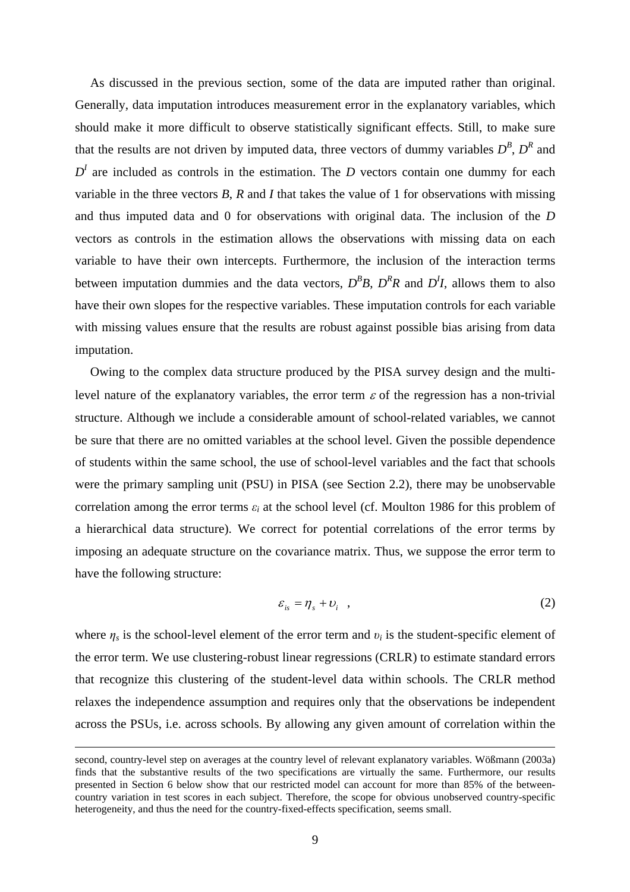As discussed in the previous section, some of the data are imputed rather than original. Generally, data imputation introduces measurement error in the explanatory variables, which should make it more difficult to observe statistically significant effects. Still, to make sure that the results are not driven by imputed data, three vectors of dummy variables $D^B$, $D^R$ and $D^I$ are included as controls in the estimation. The *D* vectors contain one dummy for each variable in the three vectors *B*, *R* and *I* that takes the value of 1 for observations with missing and thus imputed data and 0 for observations with original data. The inclusion of the *D* vectors as controls in the estimation allows the observations with missing data on each variable to have their own intercepts. Furthermore, the inclusion of the interaction terms between imputation dummies and the data vectors, $D^BB$, $D^RR$ and $D^II$, allows them to also have their own slopes for the respective variables. These imputation controls for each variable with missing values ensure that the results are robust against possible bias arising from data imputation.

Owing to the complex data structure produced by the PISA survey design and the multi-level nature of the explanatory variables, the error term $\varepsilon$ of the regression has a non-trivial structure. Although we include a considerable amount of school-related variables, we cannot be sure that there are no omitted variables at the school level. Given the possible dependence of students within the same school, the use of school-level variables and the fact that schools were the primary sampling unit (PSU) in PISA (see Section 2.2), there may be unobservable correlation among the error terms $\varepsilon_i$ at the school level (cf. Moulton 1986 for this problem of a hierarchical data structure). We correct for potential correlations of the error terms by imposing an adequate structure on the covariance matrix. Thus, we suppose the error term to have the following structure:

$$\varepsilon_{is} = \eta_s + \upsilon_i \quad , \tag{2}$$

where $\eta_s$ is the school-level element of the error term and $\upsilon_i$ is the student-specific element of the error term. We use clustering-robust linear regressions (CRLR) to estimate standard errors that recognize this clustering of the student-level data within schools. The CRLR method relaxes the independence assumption and requires only that the observations be independent across the PSUs, i.e. across schools. By allowing any given amount of correlation within the

---

second, country-level step on averages at the country level of relevant explanatory variables. Wößmann (2003a) finds that the substantive results of the two specifications are virtually the same. Furthermore, our results presented in Section 6 below show that our restricted model can account for more than 85% of the between-country variation in test scores in each subject. Therefore, the scope for obvious unobserved country-specific heterogeneity, and thus the need for the country-fixed-effects specification, seems small.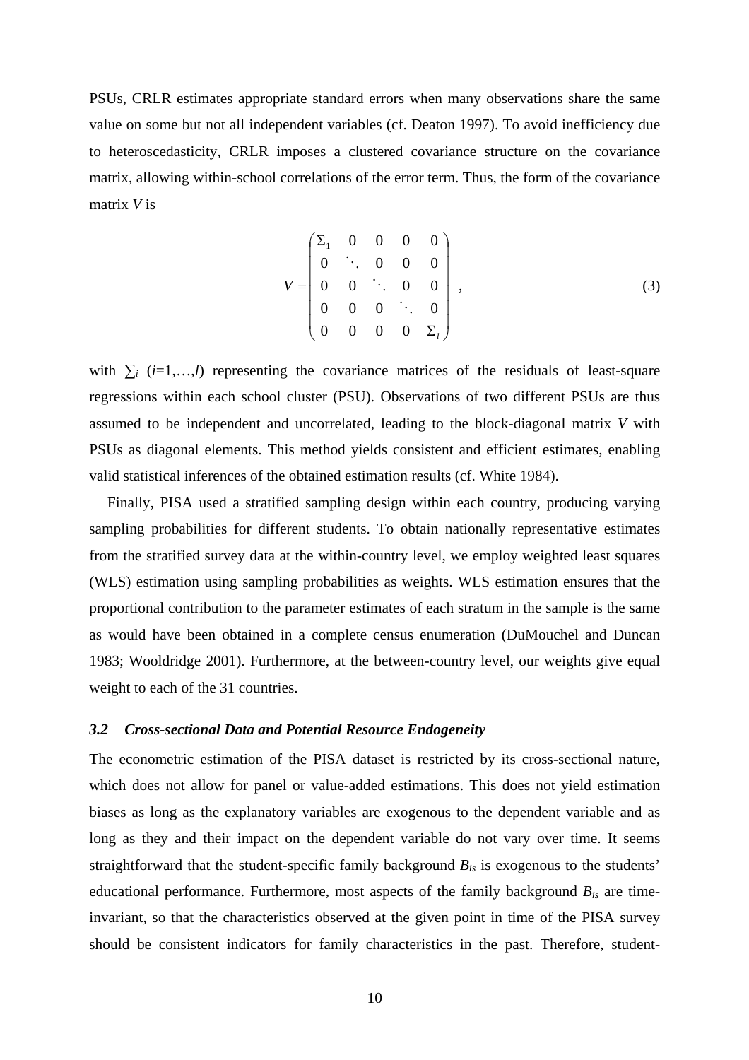PSUs, CRLR estimates appropriate standard errors when many observations share the same value on some but not all independent variables (cf. Deaton 1997). To avoid inefficiency due to heteroscedasticity, CRLR imposes a clustered covariance structure on the covariance matrix, allowing within-school correlations of the error term. Thus, the form of the covariance matrix *V* is

$$V = \begin{pmatrix} \Sigma_1 & 0 & 0 & 0 & 0 \\ 0 & \ddots & 0 & 0 & 0 \\ 0 & 0 & \ddots & 0 & 0 \\ 0 & 0 & 0 & \ddots & 0 \\ 0 & 0 & 0 & 0 & \Sigma_l \end{pmatrix} , \tag{3}$$

with $\sum_i$ ($i$=1,…,$l$) representing the covariance matrices of the residuals of least-square regressions within each school cluster (PSU). Observations of two different PSUs are thus assumed to be independent and uncorrelated, leading to the block-diagonal matrix *V* with PSUs as diagonal elements. This method yields consistent and efficient estimates, enabling valid statistical inferences of the obtained estimation results (cf. White 1984).

Finally, PISA used a stratified sampling design within each country, producing varying sampling probabilities for different students. To obtain nationally representative estimates from the stratified survey data at the within-country level, we employ weighted least squares (WLS) estimation using sampling probabilities as weights. WLS estimation ensures that the proportional contribution to the parameter estimates of each stratum in the sample is the same as would have been obtained in a complete census enumeration (DuMouchel and Duncan 1983; Wooldridge 2001). Furthermore, at the between-country level, our weights give equal weight to each of the 31 countries.

### *3.2 Cross-sectional Data and Potential Resource Endogeneity*

The econometric estimation of the PISA dataset is restricted by its cross-sectional nature, which does not allow for panel or value-added estimations. This does not yield estimation biases as long as the explanatory variables are exogenous to the dependent variable and as long as they and their impact on the dependent variable do not vary over time. It seems straightforward that the student-specific family background $B_{is}$ is exogenous to the students' educational performance. Furthermore, most aspects of the family background $B_{is}$ are time-invariant, so that the characteristics observed at the given point in time of the PISA survey should be consistent indicators for family characteristics in the past. Therefore, student-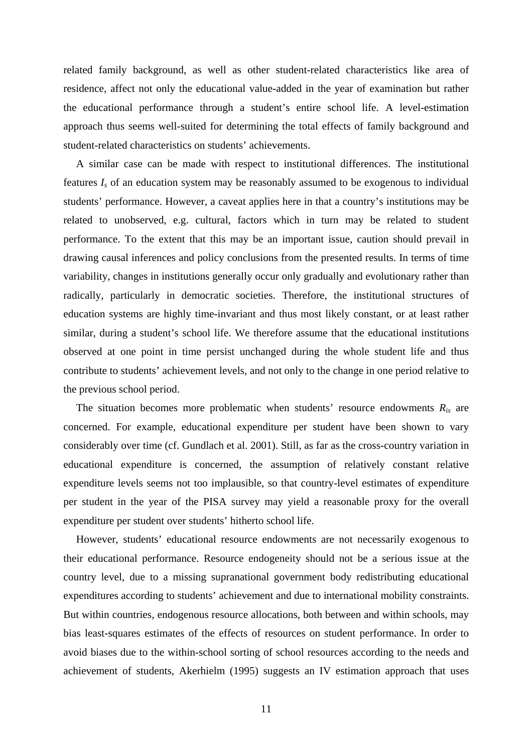related family background, as well as other student-related characteristics like area of residence, affect not only the educational value-added in the year of examination but rather the educational performance through a student's entire school life. A level-estimation approach thus seems well-suited for determining the total effects of family background and student-related characteristics on students' achievements.

A similar case can be made with respect to institutional differences. The institutional features $I_s$ of an education system may be reasonably assumed to be exogenous to individual students' performance. However, a caveat applies here in that a country's institutions may be related to unobserved, e.g. cultural, factors which in turn may be related to student performance. To the extent that this may be an important issue, caution should prevail in drawing causal inferences and policy conclusions from the presented results. In terms of time variability, changes in institutions generally occur only gradually and evolutionary rather than radically, particularly in democratic societies. Therefore, the institutional structures of education systems are highly time-invariant and thus most likely constant, or at least rather similar, during a student's school life. We therefore assume that the educational institutions observed at one point in time persist unchanged during the whole student life and thus contribute to students' achievement levels, and not only to the change in one period relative to the previous school period.

The situation becomes more problematic when students' resource endowments $R_{is}$ are concerned. For example, educational expenditure per student have been shown to vary considerably over time (cf. Gundlach et al. 2001). Still, as far as the cross-country variation in educational expenditure is concerned, the assumption of relatively constant relative expenditure levels seems not too implausible, so that country-level estimates of expenditure per student in the year of the PISA survey may yield a reasonable proxy for the overall expenditure per student over students' hitherto school life.

However, students' educational resource endowments are not necessarily exogenous to their educational performance. Resource endogeneity should not be a serious issue at the country level, due to a missing supranational government body redistributing educational expenditures according to students' achievement and due to international mobility constraints. But within countries, endogenous resource allocations, both between and within schools, may bias least-squares estimates of the effects of resources on student performance. In order to avoid biases due to the within-school sorting of school resources according to the needs and achievement of students, Akerhielm (1995) suggests an IV estimation approach that uses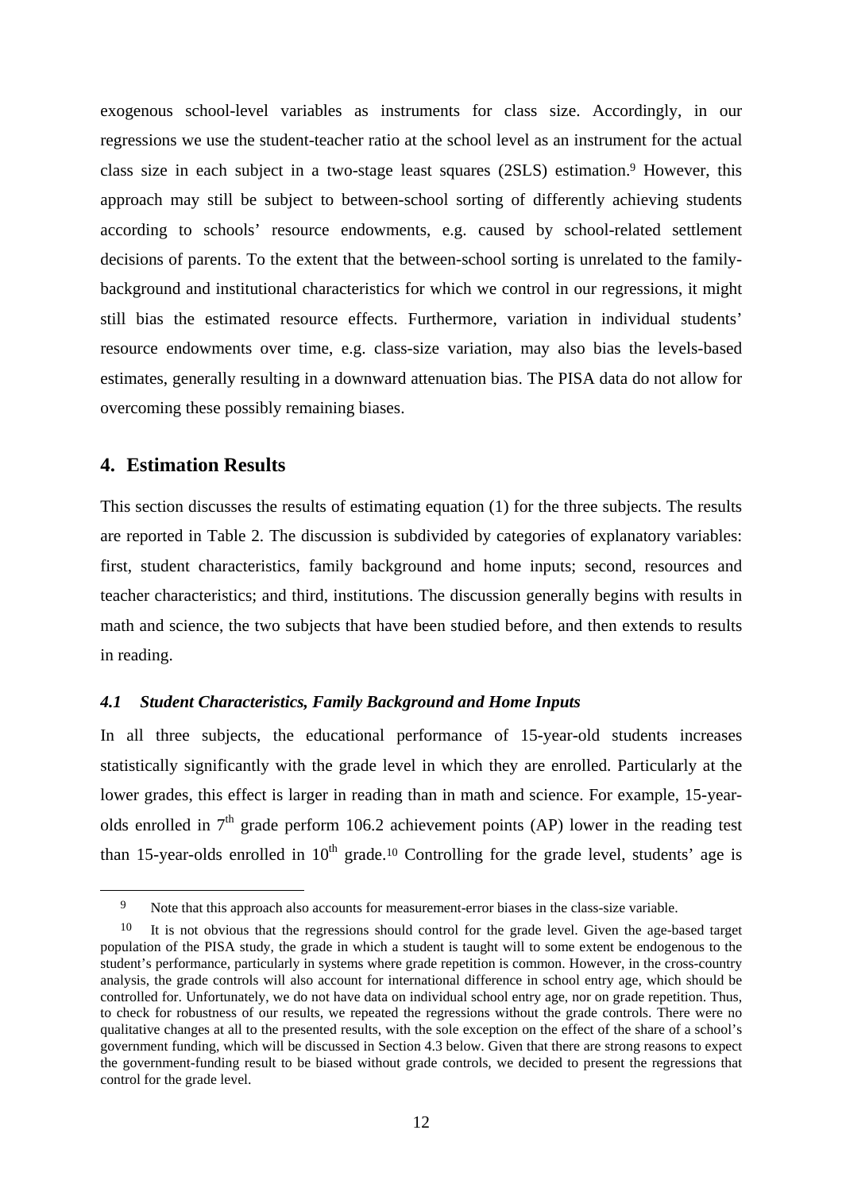exogenous school-level variables as instruments for class size. Accordingly, in our regressions we use the student-teacher ratio at the school level as an instrument for the actual class size in each subject in a two-stage least squares (2SLS) estimation.[9] However, this approach may still be subject to between-school sorting of differently achieving students according to schools' resource endowments, e.g. caused by school-related settlement decisions of parents. To the extent that the between-school sorting is unrelated to the family-background and institutional characteristics for which we control in our regressions, it might still bias the estimated resource effects. Furthermore, variation in individual students' resource endowments over time, e.g. class-size variation, may also bias the levels-based estimates, generally resulting in a downward attenuation bias. The PISA data do not allow for overcoming these possibly remaining biases.

## 4. Estimation Results

This section discusses the results of estimating equation (1) for the three subjects. The results are reported in Table 2. The discussion is subdivided by categories of explanatory variables: first, student characteristics, family background and home inputs; second, resources and teacher characteristics; and third, institutions. The discussion generally begins with results in math and science, the two subjects that have been studied before, and then extends to results in reading.

### *4.1 Student Characteristics, Family Background and Home Inputs*

In all three subjects, the educational performance of 15-year-old students increases statistically significantly with the grade level in which they are enrolled. Particularly at the lower grades, this effect is larger in reading than in math and science. For example, 15-year-olds enrolled in 7th grade perform 106.2 achievement points (AP) lower in the reading test than 15-year-olds enrolled in 10th grade.[10] Controlling for the grade level, students' age is

---

[9] Note that this approach also accounts for measurement-error biases in the class-size variable.

[10] It is not obvious that the regressions should control for the grade level. Given the age-based target population of the PISA study, the grade in which a student is taught will to some extent be endogenous to the student's performance, particularly in systems where grade repetition is common. However, in the cross-country analysis, the grade controls will also account for international difference in school entry age, which should be controlled for. Unfortunately, we do not have data on individual school entry age, nor on grade repetition. Thus, to check for robustness of our results, we repeated the regressions without the grade controls. There were no qualitative changes at all to the presented results, with the sole exception on the effect of the share of a school's government funding, which will be discussed in Section 4.3 below. Given that there are strong reasons to expect the government-funding result to be biased without grade controls, we decided to present the regressions that control for the grade level.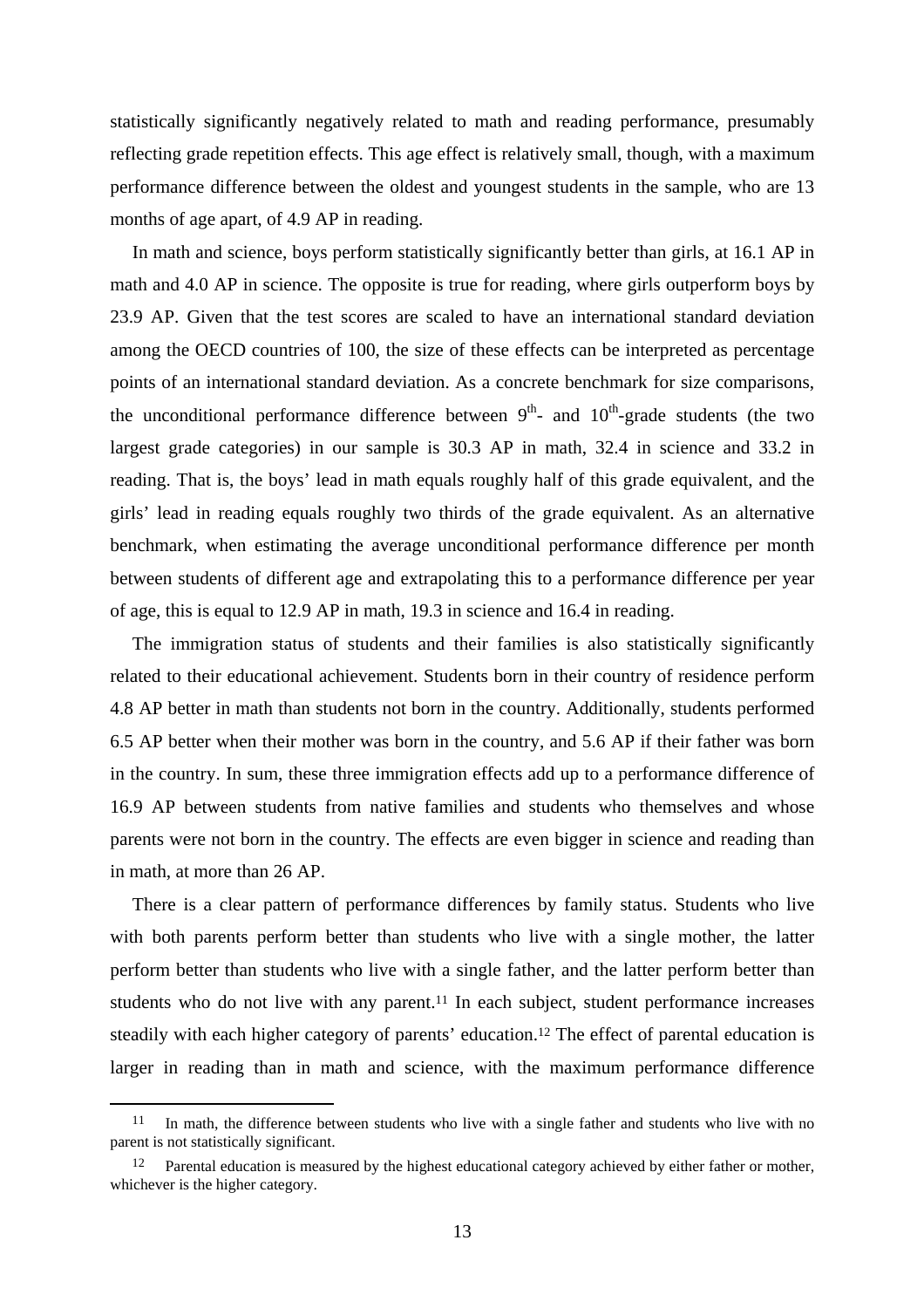statistically significantly negatively related to math and reading performance, presumably reflecting grade repetition effects. This age effect is relatively small, though, with a maximum performance difference between the oldest and youngest students in the sample, who are 13 months of age apart, of 4.9 AP in reading.

In math and science, boys perform statistically significantly better than girls, at 16.1 AP in math and 4.0 AP in science. The opposite is true for reading, where girls outperform boys by 23.9 AP. Given that the test scores are scaled to have an international standard deviation among the OECD countries of 100, the size of these effects can be interpreted as percentage points of an international standard deviation. As a concrete benchmark for size comparisons, the unconditional performance difference between 9th- and 10th-grade students (the two largest grade categories) in our sample is 30.3 AP in math, 32.4 in science and 33.2 in reading. That is, the boys' lead in math equals roughly half of this grade equivalent, and the girls' lead in reading equals roughly two thirds of the grade equivalent. As an alternative benchmark, when estimating the average unconditional performance difference per month between students of different age and extrapolating this to a performance difference per year of age, this is equal to 12.9 AP in math, 19.3 in science and 16.4 in reading.

The immigration status of students and their families is also statistically significantly related to their educational achievement. Students born in their country of residence perform 4.8 AP better in math than students not born in the country. Additionally, students performed 6.5 AP better when their mother was born in the country, and 5.6 AP if their father was born in the country. In sum, these three immigration effects add up to a performance difference of 16.9 AP between students from native families and students who themselves and whose parents were not born in the country. The effects are even bigger in science and reading than in math, at more than 26 AP.

There is a clear pattern of performance differences by family status. Students who live with both parents perform better than students who live with a single mother, the latter perform better than students who live with a single father, and the latter perform better than students who do not live with any parent.[11] In each subject, student performance increases steadily with each higher category of parents' education.[12] The effect of parental education is larger in reading than in math and science, with the maximum performance difference

[11] In math, the difference between students who live with a single father and students who live with no parent is not statistically significant.

[12] Parental education is measured by the highest educational category achieved by either father or mother, whichever is the higher category.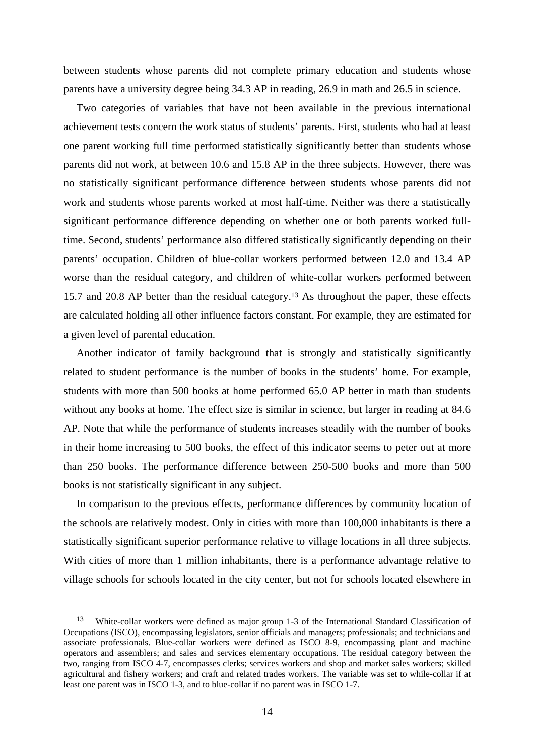between students whose parents did not complete primary education and students whose parents have a university degree being 34.3 AP in reading, 26.9 in math and 26.5 in science.

Two categories of variables that have not been available in the previous international achievement tests concern the work status of students' parents. First, students who had at least one parent working full time performed statistically significantly better than students whose parents did not work, at between 10.6 and 15.8 AP in the three subjects. However, there was no statistically significant performance difference between students whose parents did not work and students whose parents worked at most half-time. Neither was there a statistically significant performance difference depending on whether one or both parents worked full-time. Second, students' performance also differed statistically significantly depending on their parents' occupation. Children of blue-collar workers performed between 12.0 and 13.4 AP worse than the residual category, and children of white-collar workers performed between 15.7 and 20.8 AP better than the residual category.[13] As throughout the paper, these effects are calculated holding all other influence factors constant. For example, they are estimated for a given level of parental education.

Another indicator of family background that is strongly and statistically significantly related to student performance is the number of books in the students' home. For example, students with more than 500 books at home performed 65.0 AP better in math than students without any books at home. The effect size is similar in science, but larger in reading at 84.6 AP. Note that while the performance of students increases steadily with the number of books in their home increasing to 500 books, the effect of this indicator seems to peter out at more than 250 books. The performance difference between 250-500 books and more than 500 books is not statistically significant in any subject.

In comparison to the previous effects, performance differences by community location of the schools are relatively modest. Only in cities with more than 100,000 inhabitants is there a statistically significant superior performance relative to village locations in all three subjects. With cities of more than 1 million inhabitants, there is a performance advantage relative to village schools for schools located in the city center, but not for schools located elsewhere in

---

[13] White-collar workers were defined as major group 1-3 of the International Standard Classification of Occupations (ISCO), encompassing legislators, senior officials and managers; professionals; and technicians and associate professionals. Blue-collar workers were defined as ISCO 8-9, encompassing plant and machine operators and assemblers; and sales and services elementary occupations. The residual category between the two, ranging from ISCO 4-7, encompasses clerks; services workers and shop and market sales workers; skilled agricultural and fishery workers; and craft and related trades workers. The variable was set to while-collar if at least one parent was in ISCO 1-3, and to blue-collar if no parent was in ISCO 1-7.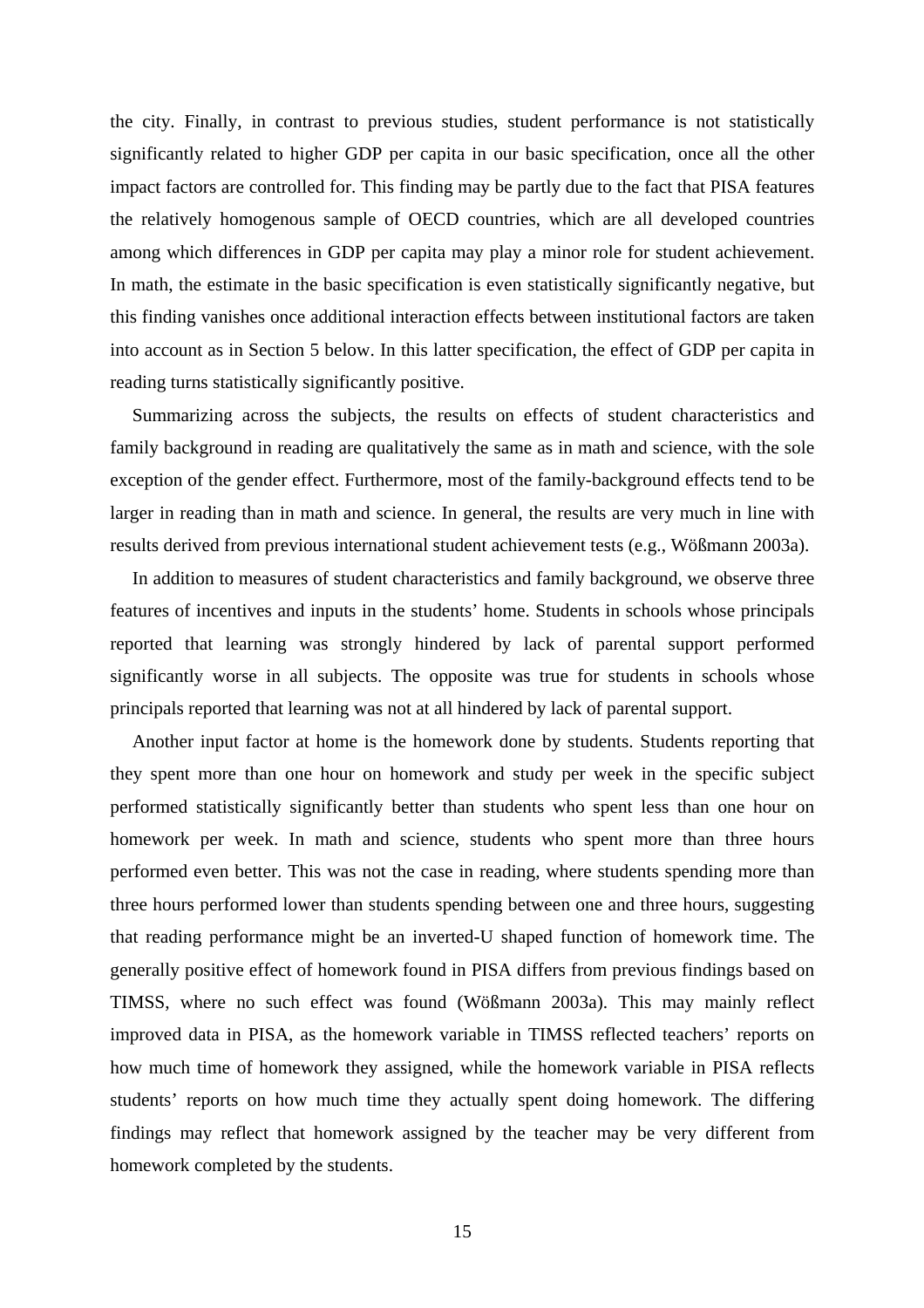the city. Finally, in contrast to previous studies, student performance is not statistically significantly related to higher GDP per capita in our basic specification, once all the other impact factors are controlled for. This finding may be partly due to the fact that PISA features the relatively homogenous sample of OECD countries, which are all developed countries among which differences in GDP per capita may play a minor role for student achievement. In math, the estimate in the basic specification is even statistically significantly negative, but this finding vanishes once additional interaction effects between institutional factors are taken into account as in Section 5 below. In this latter specification, the effect of GDP per capita in reading turns statistically significantly positive.

Summarizing across the subjects, the results on effects of student characteristics and family background in reading are qualitatively the same as in math and science, with the sole exception of the gender effect. Furthermore, most of the family-background effects tend to be larger in reading than in math and science. In general, the results are very much in line with results derived from previous international student achievement tests (e.g., Wößmann 2003a).

In addition to measures of student characteristics and family background, we observe three features of incentives and inputs in the students' home. Students in schools whose principals reported that learning was strongly hindered by lack of parental support performed significantly worse in all subjects. The opposite was true for students in schools whose principals reported that learning was not at all hindered by lack of parental support.

Another input factor at home is the homework done by students. Students reporting that they spent more than one hour on homework and study per week in the specific subject performed statistically significantly better than students who spent less than one hour on homework per week. In math and science, students who spent more than three hours performed even better. This was not the case in reading, where students spending more than three hours performed lower than students spending between one and three hours, suggesting that reading performance might be an inverted-U shaped function of homework time. The generally positive effect of homework found in PISA differs from previous findings based on TIMSS, where no such effect was found (Wößmann 2003a). This may mainly reflect improved data in PISA, as the homework variable in TIMSS reflected teachers' reports on how much time of homework they assigned, while the homework variable in PISA reflects students' reports on how much time they actually spent doing homework. The differing findings may reflect that homework assigned by the teacher may be very different from homework completed by the students.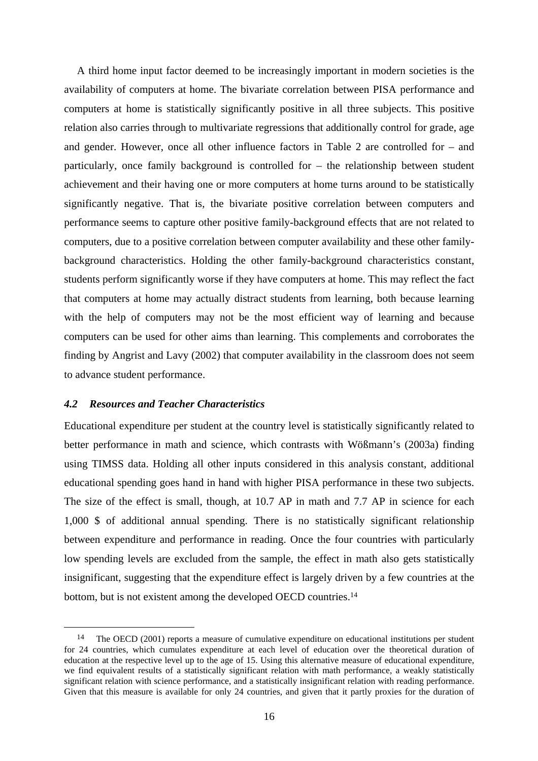A third home input factor deemed to be increasingly important in modern societies is the availability of computers at home. The bivariate correlation between PISA performance and computers at home is statistically significantly positive in all three subjects. This positive relation also carries through to multivariate regressions that additionally control for grade, age and gender. However, once all other influence factors in Table 2 are controlled for – and particularly, once family background is controlled for – the relationship between student achievement and their having one or more computers at home turns around to be statistically significantly negative. That is, the bivariate positive correlation between computers and performance seems to capture other positive family-background effects that are not related to computers, due to a positive correlation between computer availability and these other family-background characteristics. Holding the other family-background characteristics constant, students perform significantly worse if they have computers at home. This may reflect the fact that computers at home may actually distract students from learning, both because learning with the help of computers may not be the most efficient way of learning and because computers can be used for other aims than learning. This complements and corroborates the finding by Angrist and Lavy (2002) that computer availability in the classroom does not seem to advance student performance.

### *4.2 Resources and Teacher Characteristics*

Educational expenditure per student at the country level is statistically significantly related to better performance in math and science, which contrasts with Wößmann's (2003a) finding using TIMSS data. Holding all other inputs considered in this analysis constant, additional educational spending goes hand in hand with higher PISA performance in these two subjects. The size of the effect is small, though, at 10.7 AP in math and 7.7 AP in science for each 1,000 $ of additional annual spending. There is no statistically significant relationship between expenditure and performance in reading. Once the four countries with particularly low spending levels are excluded from the sample, the effect in math also gets statistically insignificant, suggesting that the expenditure effect is largely driven by a few countries at the bottom, but is not existent among the developed OECD countries.[14]

[14] The OECD (2001) reports a measure of cumulative expenditure on educational institutions per student for 24 countries, which cumulates expenditure at each level of education over the theoretical duration of education at the respective level up to the age of 15. Using this alternative measure of educational expenditure, we find equivalent results of a statistically significant relation with math performance, a weakly statistically significant relation with science performance, and a statistically insignificant relation with reading performance. Given that this measure is available for only 24 countries, and given that it partly proxies for the duration of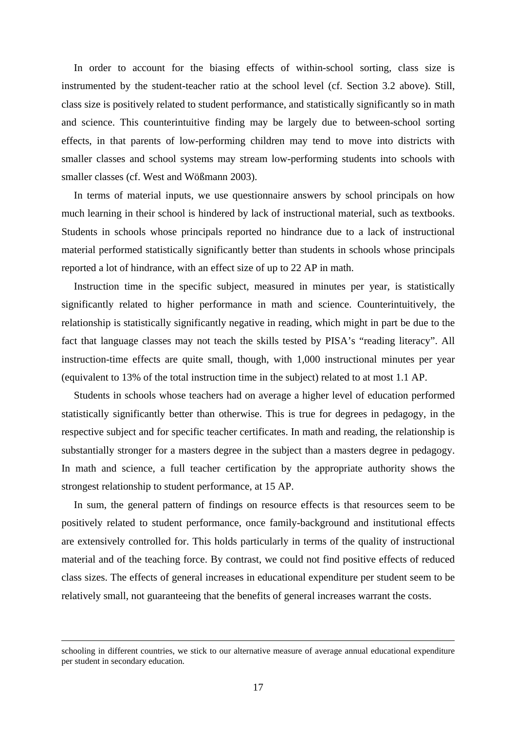In order to account for the biasing effects of within-school sorting, class size is instrumented by the student-teacher ratio at the school level (cf. Section 3.2 above). Still, class size is positively related to student performance, and statistically significantly so in math and science. This counterintuitive finding may be largely due to between-school sorting effects, in that parents of low-performing children may tend to move into districts with smaller classes and school systems may stream low-performing students into schools with smaller classes (cf. West and Wößmann 2003).

In terms of material inputs, we use questionnaire answers by school principals on how much learning in their school is hindered by lack of instructional material, such as textbooks. Students in schools whose principals reported no hindrance due to a lack of instructional material performed statistically significantly better than students in schools whose principals reported a lot of hindrance, with an effect size of up to 22 AP in math.

Instruction time in the specific subject, measured in minutes per year, is statistically significantly related to higher performance in math and science. Counterintuitively, the relationship is statistically significantly negative in reading, which might in part be due to the fact that language classes may not teach the skills tested by PISA's "reading literacy". All instruction-time effects are quite small, though, with 1,000 instructional minutes per year (equivalent to 13% of the total instruction time in the subject) related to at most 1.1 AP.

Students in schools whose teachers had on average a higher level of education performed statistically significantly better than otherwise. This is true for degrees in pedagogy, in the respective subject and for specific teacher certificates. In math and reading, the relationship is substantially stronger for a masters degree in the subject than a masters degree in pedagogy. In math and science, a full teacher certification by the appropriate authority shows the strongest relationship to student performance, at 15 AP.

In sum, the general pattern of findings on resource effects is that resources seem to be positively related to student performance, once family-background and institutional effects are extensively controlled for. This holds particularly in terms of the quality of instructional material and of the teaching force. By contrast, we could not find positive effects of reduced class sizes. The effects of general increases in educational expenditure per student seem to be relatively small, not guaranteeing that the benefits of general increases warrant the costs.

---

schooling in different countries, we stick to our alternative measure of average annual educational expenditure per student in secondary education.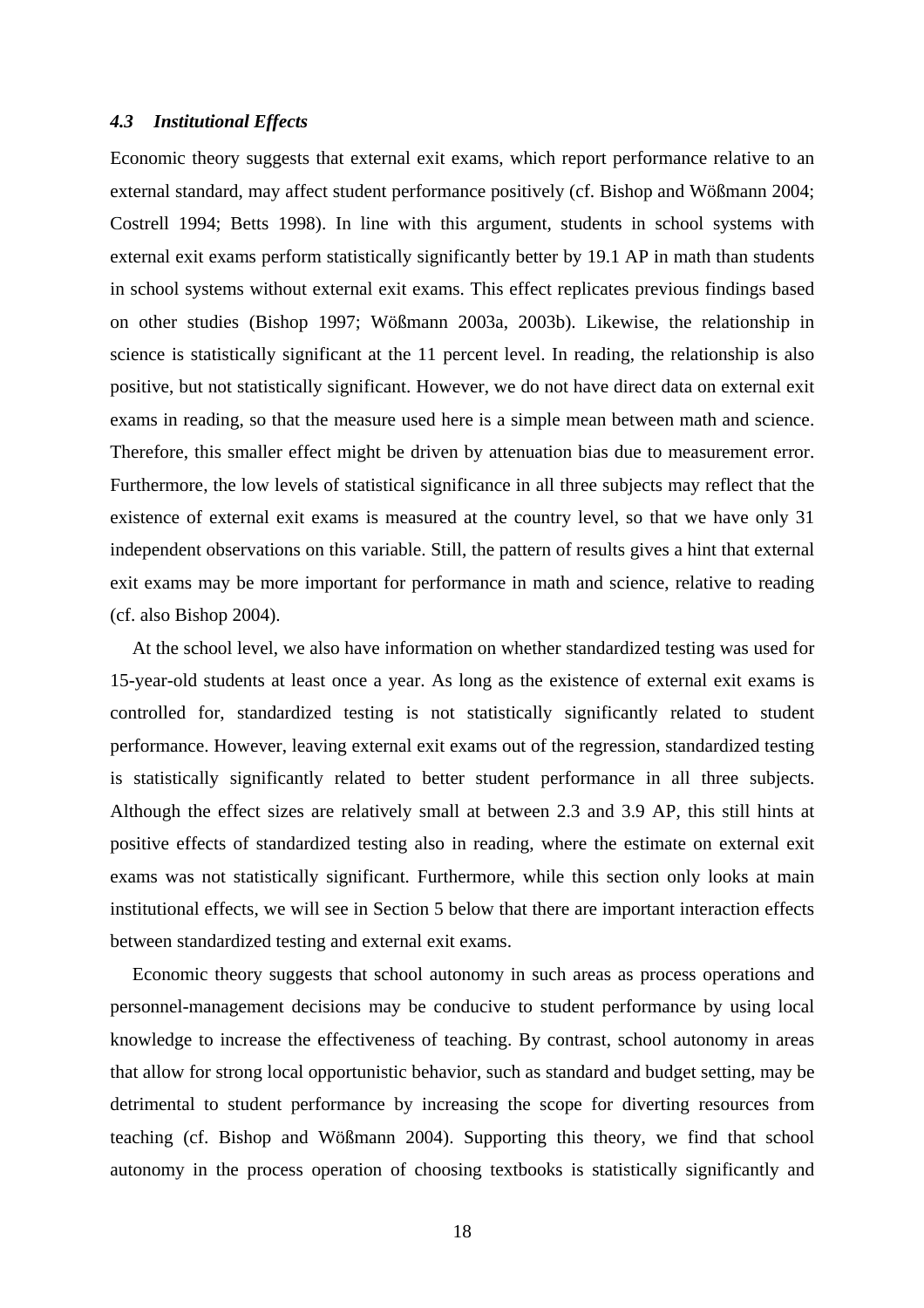### *4.3 Institutional Effects*

Economic theory suggests that external exit exams, which report performance relative to an external standard, may affect student performance positively (cf. Bishop and Wößmann 2004; Costrell 1994; Betts 1998). In line with this argument, students in school systems with external exit exams perform statistically significantly better by 19.1 AP in math than students in school systems without external exit exams. This effect replicates previous findings based on other studies (Bishop 1997; Wößmann 2003a, 2003b). Likewise, the relationship in science is statistically significant at the 11 percent level. In reading, the relationship is also positive, but not statistically significant. However, we do not have direct data on external exit exams in reading, so that the measure used here is a simple mean between math and science. Therefore, this smaller effect might be driven by attenuation bias due to measurement error. Furthermore, the low levels of statistical significance in all three subjects may reflect that the existence of external exit exams is measured at the country level, so that we have only 31 independent observations on this variable. Still, the pattern of results gives a hint that external exit exams may be more important for performance in math and science, relative to reading (cf. also Bishop 2004).

At the school level, we also have information on whether standardized testing was used for 15-year-old students at least once a year. As long as the existence of external exit exams is controlled for, standardized testing is not statistically significantly related to student performance. However, leaving external exit exams out of the regression, standardized testing is statistically significantly related to better student performance in all three subjects. Although the effect sizes are relatively small at between 2.3 and 3.9 AP, this still hints at positive effects of standardized testing also in reading, where the estimate on external exit exams was not statistically significant. Furthermore, while this section only looks at main institutional effects, we will see in Section 5 below that there are important interaction effects between standardized testing and external exit exams.

Economic theory suggests that school autonomy in such areas as process operations and personnel-management decisions may be conducive to student performance by using local knowledge to increase the effectiveness of teaching. By contrast, school autonomy in areas that allow for strong local opportunistic behavior, such as standard and budget setting, may be detrimental to student performance by increasing the scope for diverting resources from teaching (cf. Bishop and Wößmann 2004). Supporting this theory, we find that school autonomy in the process operation of choosing textbooks is statistically significantly and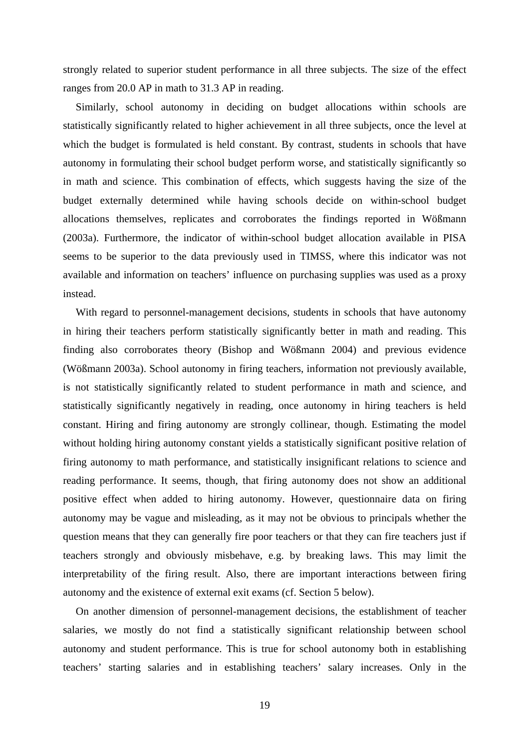strongly related to superior student performance in all three subjects. The size of the effect ranges from 20.0 AP in math to 31.3 AP in reading.

Similarly, school autonomy in deciding on budget allocations within schools are statistically significantly related to higher achievement in all three subjects, once the level at which the budget is formulated is held constant. By contrast, students in schools that have autonomy in formulating their school budget perform worse, and statistically significantly so in math and science. This combination of effects, which suggests having the size of the budget externally determined while having schools decide on within-school budget allocations themselves, replicates and corroborates the findings reported in Wößmann (2003a). Furthermore, the indicator of within-school budget allocation available in PISA seems to be superior to the data previously used in TIMSS, where this indicator was not available and information on teachers' influence on purchasing supplies was used as a proxy instead.

With regard to personnel-management decisions, students in schools that have autonomy in hiring their teachers perform statistically significantly better in math and reading. This finding also corroborates theory (Bishop and Wößmann 2004) and previous evidence (Wößmann 2003a). School autonomy in firing teachers, information not previously available, is not statistically significantly related to student performance in math and science, and statistically significantly negatively in reading, once autonomy in hiring teachers is held constant. Hiring and firing autonomy are strongly collinear, though. Estimating the model without holding hiring autonomy constant yields a statistically significant positive relation of firing autonomy to math performance, and statistically insignificant relations to science and reading performance. It seems, though, that firing autonomy does not show an additional positive effect when added to hiring autonomy. However, questionnaire data on firing autonomy may be vague and misleading, as it may not be obvious to principals whether the question means that they can generally fire poor teachers or that they can fire teachers just if teachers strongly and obviously misbehave, e.g. by breaking laws. This may limit the interpretability of the firing result. Also, there are important interactions between firing autonomy and the existence of external exit exams (cf. Section 5 below).

On another dimension of personnel-management decisions, the establishment of teacher salaries, we mostly do not find a statistically significant relationship between school autonomy and student performance. This is true for school autonomy both in establishing teachers' starting salaries and in establishing teachers' salary increases. Only in the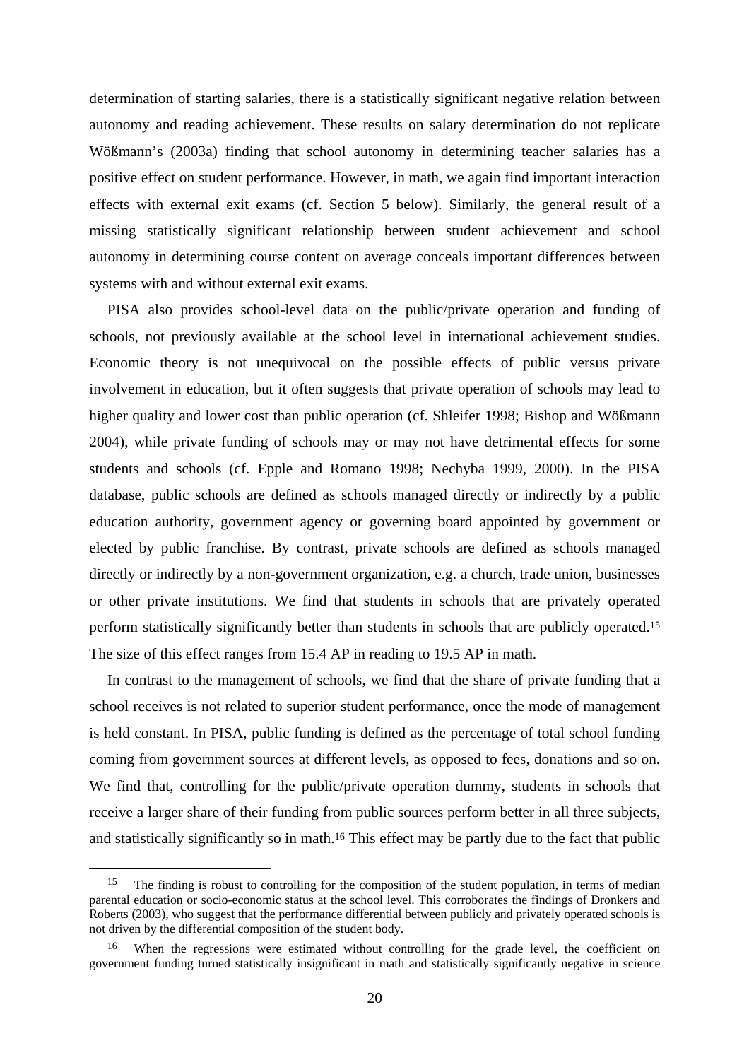determination of starting salaries, there is a statistically significant negative relation between autonomy and reading achievement. These results on salary determination do not replicate Wößmann's (2003a) finding that school autonomy in determining teacher salaries has a positive effect on student performance. However, in math, we again find important interaction effects with external exit exams (cf. Section 5 below). Similarly, the general result of a missing statistically significant relationship between student achievement and school autonomy in determining course content on average conceals important differences between systems with and without external exit exams.

PISA also provides school-level data on the public/private operation and funding of schools, not previously available at the school level in international achievement studies. Economic theory is not unequivocal on the possible effects of public versus private involvement in education, but it often suggests that private operation of schools may lead to higher quality and lower cost than public operation (cf. Shleifer 1998; Bishop and Wößmann 2004), while private funding of schools may or may not have detrimental effects for some students and schools (cf. Epple and Romano 1998; Nechyba 1999, 2000). In the PISA database, public schools are defined as schools managed directly or indirectly by a public education authority, government agency or governing board appointed by government or elected by public franchise. By contrast, private schools are defined as schools managed directly or indirectly by a non-government organization, e.g. a church, trade union, businesses or other private institutions. We find that students in schools that are privately operated perform statistically significantly better than students in schools that are publicly operated.[15] The size of this effect ranges from 15.4 AP in reading to 19.5 AP in math.

In contrast to the management of schools, we find that the share of private funding that a school receives is not related to superior student performance, once the mode of management is held constant. In PISA, public funding is defined as the percentage of total school funding coming from government sources at different levels, as opposed to fees, donations and so on. We find that, controlling for the public/private operation dummy, students in schools that receive a larger share of their funding from public sources perform better in all three subjects, and statistically significantly so in math.[16] This effect may be partly due to the fact that public

---

[15] The finding is robust to controlling for the composition of the student population, in terms of median parental education or socio-economic status at the school level. This corroborates the findings of Dronkers and Roberts (2003), who suggest that the performance differential between publicly and privately operated schools is not driven by the differential composition of the student body.

[16] When the regressions were estimated without controlling for the grade level, the coefficient on government funding turned statistically insignificant in math and statistically significantly negative in science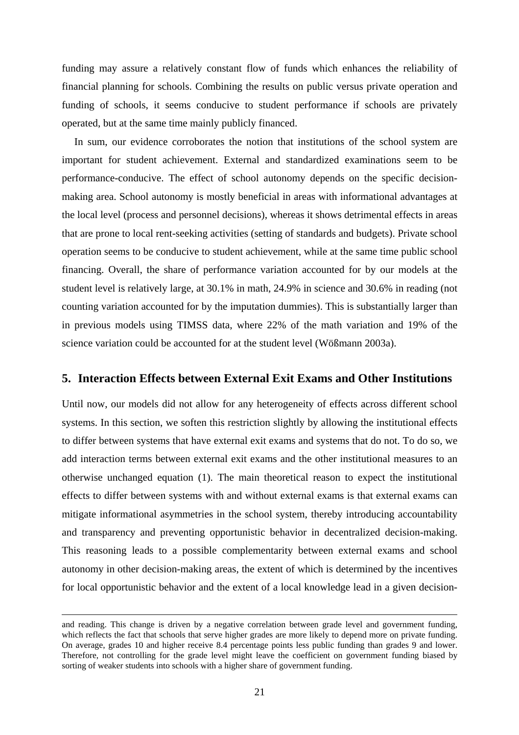funding may assure a relatively constant flow of funds which enhances the reliability of financial planning for schools. Combining the results on public versus private operation and funding of schools, it seems conducive to student performance if schools are privately operated, but at the same time mainly publicly financed.

In sum, our evidence corroborates the notion that institutions of the school system are important for student achievement. External and standardized examinations seem to be performance-conducive. The effect of school autonomy depends on the specific decision-making area. School autonomy is mostly beneficial in areas with informational advantages at the local level (process and personnel decisions), whereas it shows detrimental effects in areas that are prone to local rent-seeking activities (setting of standards and budgets). Private school operation seems to be conducive to student achievement, while at the same time public school financing. Overall, the share of performance variation accounted for by our models at the student level is relatively large, at 30.1% in math, 24.9% in science and 30.6% in reading (not counting variation accounted for by the imputation dummies). This is substantially larger than in previous models using TIMSS data, where 22% of the math variation and 19% of the science variation could be accounted for at the student level (Wößmann 2003a).

## 5. Interaction Effects between External Exit Exams and Other Institutions

Until now, our models did not allow for any heterogeneity of effects across different school systems. In this section, we soften this restriction slightly by allowing the institutional effects to differ between systems that have external exit exams and systems that do not. To do so, we add interaction terms between external exit exams and the other institutional measures to an otherwise unchanged equation (1). The main theoretical reason to expect the institutional effects to differ between systems with and without external exams is that external exams can mitigate informational asymmetries in the school system, thereby introducing accountability and transparency and preventing opportunistic behavior in decentralized decision-making. This reasoning leads to a possible complementarity between external exams and school autonomy in other decision-making areas, the extent of which is determined by the incentives for local opportunistic behavior and the extent of a local knowledge lead in a given decision-

---

and reading. This change is driven by a negative correlation between grade level and government funding, which reflects the fact that schools that serve higher grades are more likely to depend more on private funding. On average, grades 10 and higher receive 8.4 percentage points less public funding than grades 9 and lower. Therefore, not controlling for the grade level might leave the coefficient on government funding biased by sorting of weaker students into schools with a higher share of government funding.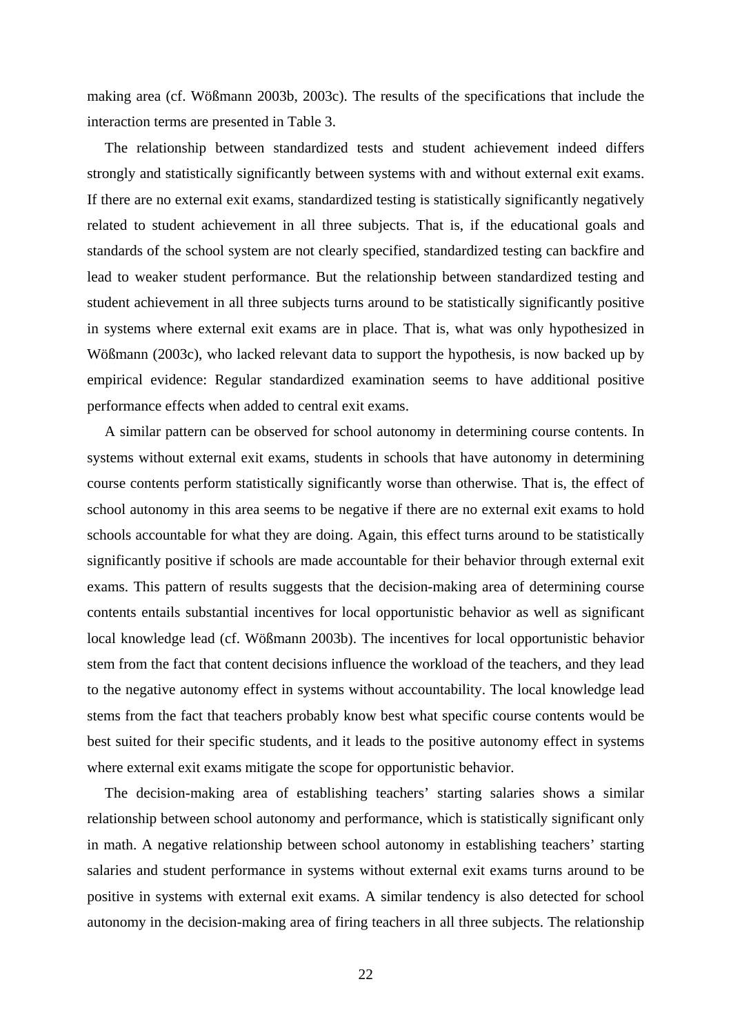making area (cf. Wößmann 2003b, 2003c). The results of the specifications that include the interaction terms are presented in Table 3.

The relationship between standardized tests and student achievement indeed differs strongly and statistically significantly between systems with and without external exit exams. If there are no external exit exams, standardized testing is statistically significantly negatively related to student achievement in all three subjects. That is, if the educational goals and standards of the school system are not clearly specified, standardized testing can backfire and lead to weaker student performance. But the relationship between standardized testing and student achievement in all three subjects turns around to be statistically significantly positive in systems where external exit exams are in place. That is, what was only hypothesized in Wößmann (2003c), who lacked relevant data to support the hypothesis, is now backed up by empirical evidence: Regular standardized examination seems to have additional positive performance effects when added to central exit exams.

A similar pattern can be observed for school autonomy in determining course contents. In systems without external exit exams, students in schools that have autonomy in determining course contents perform statistically significantly worse than otherwise. That is, the effect of school autonomy in this area seems to be negative if there are no external exit exams to hold schools accountable for what they are doing. Again, this effect turns around to be statistically significantly positive if schools are made accountable for their behavior through external exit exams. This pattern of results suggests that the decision-making area of determining course contents entails substantial incentives for local opportunistic behavior as well as significant local knowledge lead (cf. Wößmann 2003b). The incentives for local opportunistic behavior stem from the fact that content decisions influence the workload of the teachers, and they lead to the negative autonomy effect in systems without accountability. The local knowledge lead stems from the fact that teachers probably know best what specific course contents would be best suited for their specific students, and it leads to the positive autonomy effect in systems where external exit exams mitigate the scope for opportunistic behavior.

The decision-making area of establishing teachers' starting salaries shows a similar relationship between school autonomy and performance, which is statistically significant only in math. A negative relationship between school autonomy in establishing teachers' starting salaries and student performance in systems without external exit exams turns around to be positive in systems with external exit exams. A similar tendency is also detected for school autonomy in the decision-making area of firing teachers in all three subjects. The relationship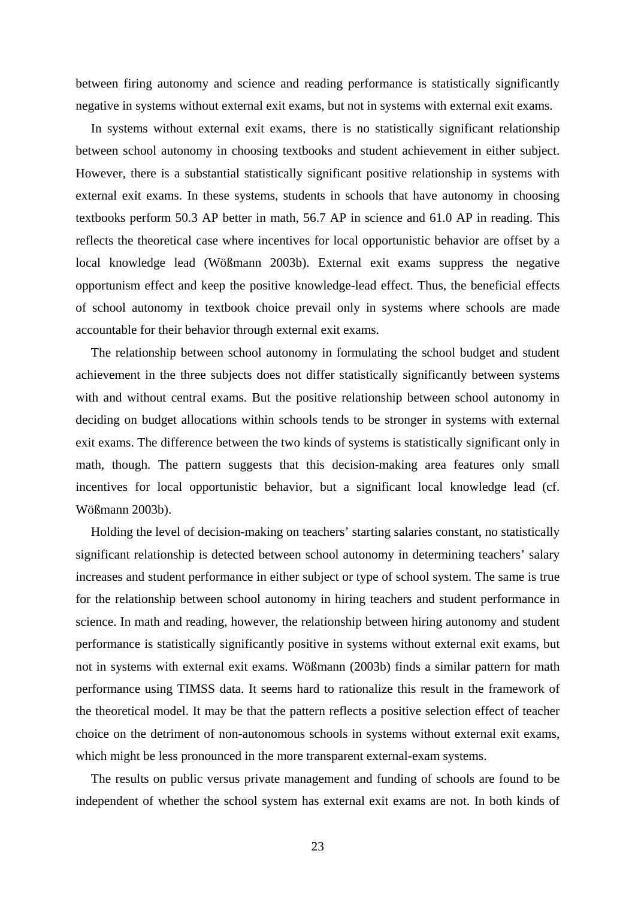between firing autonomy and science and reading performance is statistically significantly negative in systems without external exit exams, but not in systems with external exit exams.

In systems without external exit exams, there is no statistically significant relationship between school autonomy in choosing textbooks and student achievement in either subject. However, there is a substantial statistically significant positive relationship in systems with external exit exams. In these systems, students in schools that have autonomy in choosing textbooks perform 50.3 AP better in math, 56.7 AP in science and 61.0 AP in reading. This reflects the theoretical case where incentives for local opportunistic behavior are offset by a local knowledge lead (Wößmann 2003b). External exit exams suppress the negative opportunism effect and keep the positive knowledge-lead effect. Thus, the beneficial effects of school autonomy in textbook choice prevail only in systems where schools are made accountable for their behavior through external exit exams.

The relationship between school autonomy in formulating the school budget and student achievement in the three subjects does not differ statistically significantly between systems with and without central exams. But the positive relationship between school autonomy in deciding on budget allocations within schools tends to be stronger in systems with external exit exams. The difference between the two kinds of systems is statistically significant only in math, though. The pattern suggests that this decision-making area features only small incentives for local opportunistic behavior, but a significant local knowledge lead (cf. Wößmann 2003b).

Holding the level of decision-making on teachers' starting salaries constant, no statistically significant relationship is detected between school autonomy in determining teachers' salary increases and student performance in either subject or type of school system. The same is true for the relationship between school autonomy in hiring teachers and student performance in science. In math and reading, however, the relationship between hiring autonomy and student performance is statistically significantly positive in systems without external exit exams, but not in systems with external exit exams. Wößmann (2003b) finds a similar pattern for math performance using TIMSS data. It seems hard to rationalize this result in the framework of the theoretical model. It may be that the pattern reflects a positive selection effect of teacher choice on the detriment of non-autonomous schools in systems without external exit exams, which might be less pronounced in the more transparent external-exam systems.

The results on public versus private management and funding of schools are found to be independent of whether the school system has external exit exams are not. In both kinds of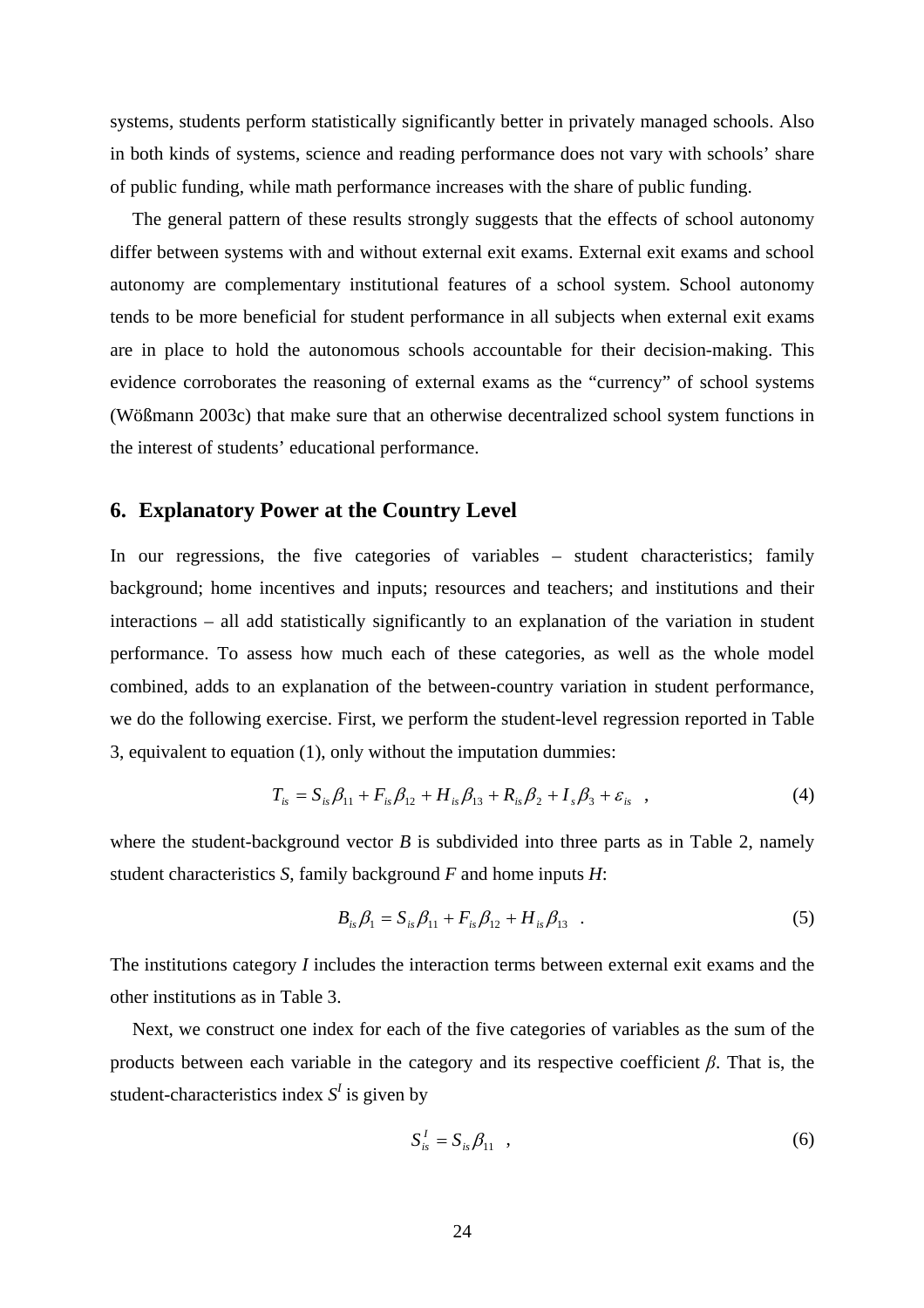systems, students perform statistically significantly better in privately managed schools. Also in both kinds of systems, science and reading performance does not vary with schools' share of public funding, while math performance increases with the share of public funding.

The general pattern of these results strongly suggests that the effects of school autonomy differ between systems with and without external exit exams. External exit exams and school autonomy are complementary institutional features of a school system. School autonomy tends to be more beneficial for student performance in all subjects when external exit exams are in place to hold the autonomous schools accountable for their decision-making. This evidence corroborates the reasoning of external exams as the "currency" of school systems (Wößmann 2003c) that make sure that an otherwise decentralized school system functions in the interest of students' educational performance.

## 6. Explanatory Power at the Country Level

In our regressions, the five categories of variables – student characteristics; family background; home incentives and inputs; resources and teachers; and institutions and their interactions – all add statistically significantly to an explanation of the variation in student performance. To assess how much each of these categories, as well as the whole model combined, adds to an explanation of the between-country variation in student performance, we do the following exercise. First, we perform the student-level regression reported in Table 3, equivalent to equation (1), only without the imputation dummies:

$$T_{is} = S_{is}\beta_{11} + F_{is}\beta_{12} + H_{is}\beta_{13} + R_{is}\beta_2 + I_s\beta_3 + \varepsilon_{is} \quad , \tag{4}$$

where the student-background vector $B$ is subdivided into three parts as in Table 2, namely student characteristics $S$, family background $F$ and home inputs $H$:

$$B_{is}\beta_1 = S_{is}\beta_{11} + F_{is}\beta_{12} + H_{is}\beta_{13} \quad . \tag{5}$$

The institutions category $I$ includes the interaction terms between external exit exams and the other institutions as in Table 3.

Next, we construct one index for each of the five categories of variables as the sum of the products between each variable in the category and its respective coefficient $\beta$. That is, the student-characteristics index $S^I$ is given by

$$S_{is}^I = S_{is}\beta_{11} \quad , \tag{6}$$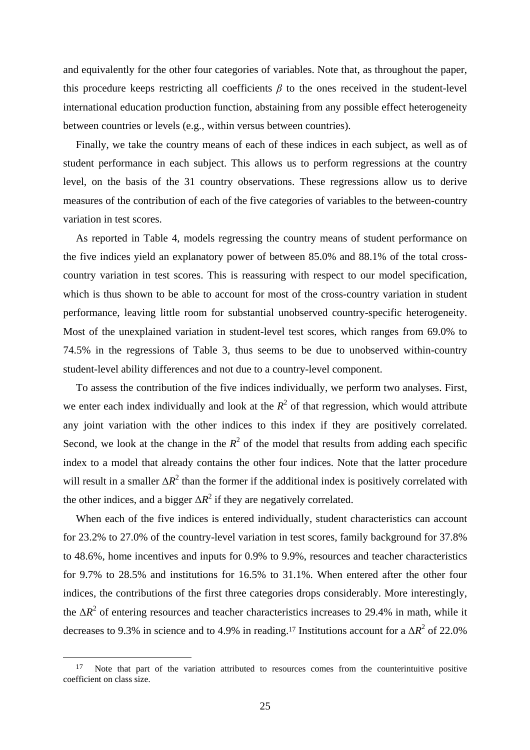and equivalently for the other four categories of variables. Note that, as throughout the paper, this procedure keeps restricting all coefficients $\beta$ to the ones received in the student-level international education production function, abstaining from any possible effect heterogeneity between countries or levels (e.g., within versus between countries).

Finally, we take the country means of each of these indices in each subject, as well as of student performance in each subject. This allows us to perform regressions at the country level, on the basis of the 31 country observations. These regressions allow us to derive measures of the contribution of each of the five categories of variables to the between-country variation in test scores.

As reported in Table 4, models regressing the country means of student performance on the five indices yield an explanatory power of between 85.0% and 88.1% of the total cross-country variation in test scores. This is reassuring with respect to our model specification, which is thus shown to be able to account for most of the cross-country variation in student performance, leaving little room for substantial unobserved country-specific heterogeneity. Most of the unexplained variation in student-level test scores, which ranges from 69.0% to 74.5% in the regressions of Table 3, thus seems to be due to unobserved within-country student-level ability differences and not due to a country-level component.

To assess the contribution of the five indices individually, we perform two analyses. First, we enter each index individually and look at the $R^2$ of that regression, which would attribute any joint variation with the other indices to this index if they are positively correlated. Second, we look at the change in the $R^2$ of the model that results from adding each specific index to a model that already contains the other four indices. Note that the latter procedure will result in a smaller $\Delta R^2$ than the former if the additional index is positively correlated with the other indices, and a bigger $\Delta R^2$ if they are negatively correlated.

When each of the five indices is entered individually, student characteristics can account for 23.2% to 27.0% of the country-level variation in test scores, family background for 37.8% to 48.6%, home incentives and inputs for 0.9% to 9.9%, resources and teacher characteristics for 9.7% to 28.5% and institutions for 16.5% to 31.1%. When entered after the other four indices, the contributions of the first three categories drops considerably. More interestingly, the $\Delta R^2$ of entering resources and teacher characteristics increases to 29.4% in math, while it decreases to 9.3% in science and to 4.9% in reading.[17] Institutions account for a $\Delta R^2$ of 22.0%

[17] Note that part of the variation attributed to resources comes from the counterintuitive positive coefficient on class size.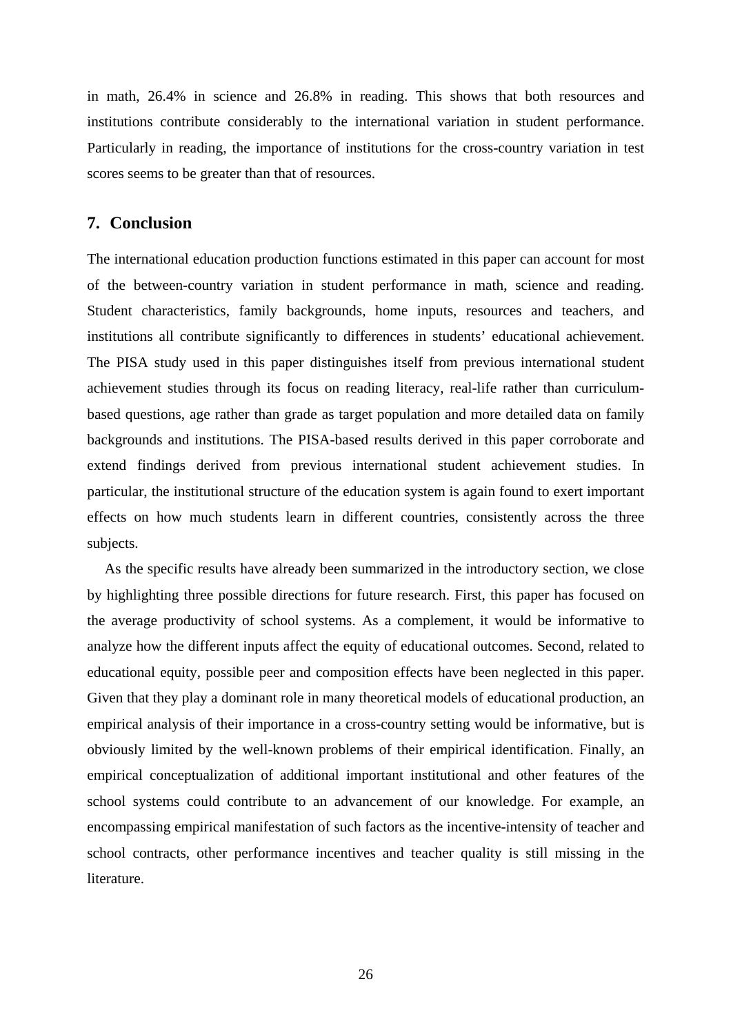in math, 26.4% in science and 26.8% in reading. This shows that both resources and institutions contribute considerably to the international variation in student performance. Particularly in reading, the importance of institutions for the cross-country variation in test scores seems to be greater than that of resources.

## 7. Conclusion

The international education production functions estimated in this paper can account for most of the between-country variation in student performance in math, science and reading. Student characteristics, family backgrounds, home inputs, resources and teachers, and institutions all contribute significantly to differences in students' educational achievement. The PISA study used in this paper distinguishes itself from previous international student achievement studies through its focus on reading literacy, real-life rather than curriculum-based questions, age rather than grade as target population and more detailed data on family backgrounds and institutions. The PISA-based results derived in this paper corroborate and extend findings derived from previous international student achievement studies. In particular, the institutional structure of the education system is again found to exert important effects on how much students learn in different countries, consistently across the three subjects.

As the specific results have already been summarized in the introductory section, we close by highlighting three possible directions for future research. First, this paper has focused on the average productivity of school systems. As a complement, it would be informative to analyze how the different inputs affect the equity of educational outcomes. Second, related to educational equity, possible peer and composition effects have been neglected in this paper. Given that they play a dominant role in many theoretical models of educational production, an empirical analysis of their importance in a cross-country setting would be informative, but is obviously limited by the well-known problems of their empirical identification. Finally, an empirical conceptualization of additional important institutional and other features of the school systems could contribute to an advancement of our knowledge. For example, an encompassing empirical manifestation of such factors as the incentive-intensity of teacher and school contracts, other performance incentives and teacher quality is still missing in the literature.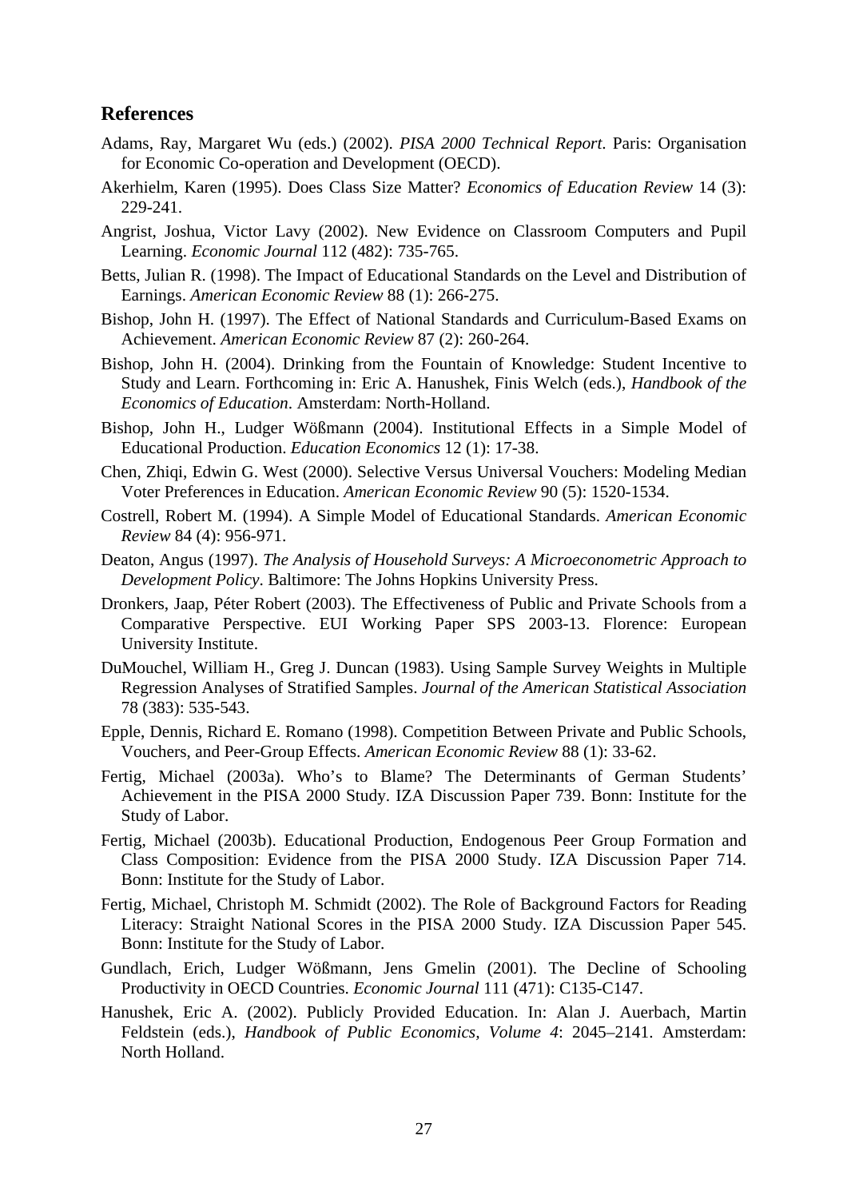## References

Adams, Ray, Margaret Wu (eds.) (2002). *PISA 2000 Technical Report*. Paris: Organisation for Economic Co-operation and Development (OECD).

Akerhielm, Karen (1995). Does Class Size Matter? *Economics of Education Review* 14 (3): 229-241.

Angrist, Joshua, Victor Lavy (2002). New Evidence on Classroom Computers and Pupil Learning. *Economic Journal* 112 (482): 735-765.

Betts, Julian R. (1998). The Impact of Educational Standards on the Level and Distribution of Earnings. *American Economic Review* 88 (1): 266-275.

Bishop, John H. (1997). The Effect of National Standards and Curriculum-Based Exams on Achievement. *American Economic Review* 87 (2): 260-264.

Bishop, John H. (2004). Drinking from the Fountain of Knowledge: Student Incentive to Study and Learn. Forthcoming in: Eric A. Hanushek, Finis Welch (eds.), *Handbook of the Economics of Education*. Amsterdam: North-Holland.

Bishop, John H., Ludger Wößmann (2004). Institutional Effects in a Simple Model of Educational Production. *Education Economics* 12 (1): 17-38.

Chen, Zhiqi, Edwin G. West (2000). Selective Versus Universal Vouchers: Modeling Median Voter Preferences in Education. *American Economic Review* 90 (5): 1520-1534.

Costrell, Robert M. (1994). A Simple Model of Educational Standards. *American Economic Review* 84 (4): 956-971.

Deaton, Angus (1997). *The Analysis of Household Surveys: A Microeconometric Approach to Development Policy*. Baltimore: The Johns Hopkins University Press.

Dronkers, Jaap, Péter Robert (2003). The Effectiveness of Public and Private Schools from a Comparative Perspective. EUI Working Paper SPS 2003-13. Florence: European University Institute.

DuMouchel, William H., Greg J. Duncan (1983). Using Sample Survey Weights in Multiple Regression Analyses of Stratified Samples. *Journal of the American Statistical Association* 78 (383): 535-543.

Epple, Dennis, Richard E. Romano (1998). Competition Between Private and Public Schools, Vouchers, and Peer-Group Effects. *American Economic Review* 88 (1): 33-62.

Fertig, Michael (2003a). Who's to Blame? The Determinants of German Students' Achievement in the PISA 2000 Study. IZA Discussion Paper 739. Bonn: Institute for the Study of Labor.

Fertig, Michael (2003b). Educational Production, Endogenous Peer Group Formation and Class Composition: Evidence from the PISA 2000 Study. IZA Discussion Paper 714. Bonn: Institute for the Study of Labor.

Fertig, Michael, Christoph M. Schmidt (2002). The Role of Background Factors for Reading Literacy: Straight National Scores in the PISA 2000 Study. IZA Discussion Paper 545. Bonn: Institute for the Study of Labor.

Gundlach, Erich, Ludger Wößmann, Jens Gmelin (2001). The Decline of Schooling Productivity in OECD Countries. *Economic Journal* 111 (471): C135-C147.

Hanushek, Eric A. (2002). Publicly Provided Education. In: Alan J. Auerbach, Martin Feldstein (eds.), *Handbook of Public Economics, Volume 4*: 2045–2141. Amsterdam: North Holland.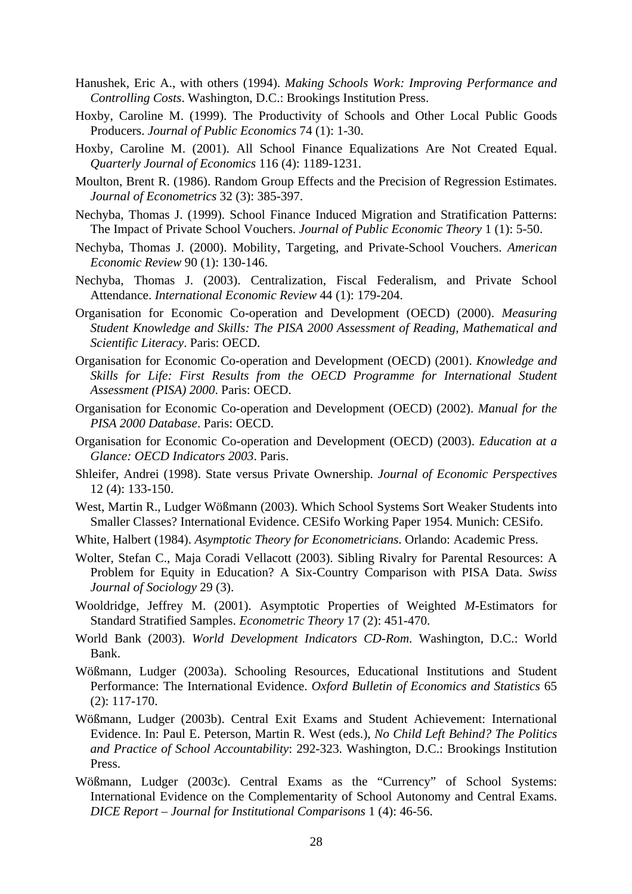Hanushek, Eric A., with others (1994). *Making Schools Work: Improving Performance and Controlling Costs*. Washington, D.C.: Brookings Institution Press.

Hoxby, Caroline M. (1999). The Productivity of Schools and Other Local Public Goods Producers. *Journal of Public Economics* 74 (1): 1-30.

Hoxby, Caroline M. (2001). All School Finance Equalizations Are Not Created Equal. *Quarterly Journal of Economics* 116 (4): 1189-1231.

Moulton, Brent R. (1986). Random Group Effects and the Precision of Regression Estimates. *Journal of Econometrics* 32 (3): 385-397.

Nechyba, Thomas J. (1999). School Finance Induced Migration and Stratification Patterns: The Impact of Private School Vouchers. *Journal of Public Economic Theory* 1 (1): 5-50.

Nechyba, Thomas J. (2000). Mobility, Targeting, and Private-School Vouchers. *American Economic Review* 90 (1): 130-146.

Nechyba, Thomas J. (2003). Centralization, Fiscal Federalism, and Private School Attendance. *International Economic Review* 44 (1): 179-204.

Organisation for Economic Co-operation and Development (OECD) (2000). *Measuring Student Knowledge and Skills: The PISA 2000 Assessment of Reading, Mathematical and Scientific Literacy*. Paris: OECD.

Organisation for Economic Co-operation and Development (OECD) (2001). *Knowledge and Skills for Life: First Results from the OECD Programme for International Student Assessment (PISA) 2000*. Paris: OECD.

Organisation for Economic Co-operation and Development (OECD) (2002). *Manual for the PISA 2000 Database*. Paris: OECD.

Organisation for Economic Co-operation and Development (OECD) (2003). *Education at a Glance: OECD Indicators 2003*. Paris.

Shleifer, Andrei (1998). State versus Private Ownership. *Journal of Economic Perspectives* 12 (4): 133-150.

West, Martin R., Ludger Wößmann (2003). Which School Systems Sort Weaker Students into Smaller Classes? International Evidence. CESifo Working Paper 1954. Munich: CESifo.

White, Halbert (1984). *Asymptotic Theory for Econometricians*. Orlando: Academic Press.

Wolter, Stefan C., Maja Coradi Vellacott (2003). Sibling Rivalry for Parental Resources: A Problem for Equity in Education? A Six-Country Comparison with PISA Data. *Swiss Journal of Sociology* 29 (3).

Wooldridge, Jeffrey M. (2001). Asymptotic Properties of Weighted *M*-Estimators for Standard Stratified Samples. *Econometric Theory* 17 (2): 451-470.

World Bank (2003). *World Development Indicators CD-Rom*. Washington, D.C.: World Bank.

Wößmann, Ludger (2003a). Schooling Resources, Educational Institutions and Student Performance: The International Evidence. *Oxford Bulletin of Economics and Statistics* 65 (2): 117-170.

Wößmann, Ludger (2003b). Central Exit Exams and Student Achievement: International Evidence. In: Paul E. Peterson, Martin R. West (eds.), *No Child Left Behind? The Politics and Practice of School Accountability*: 292-323. Washington, D.C.: Brookings Institution Press.

Wößmann, Ludger (2003c). Central Exams as the "Currency" of School Systems: International Evidence on the Complementarity of School Autonomy and Central Exams. *DICE Report – Journal for Institutional Comparisons* 1 (4): 46-56.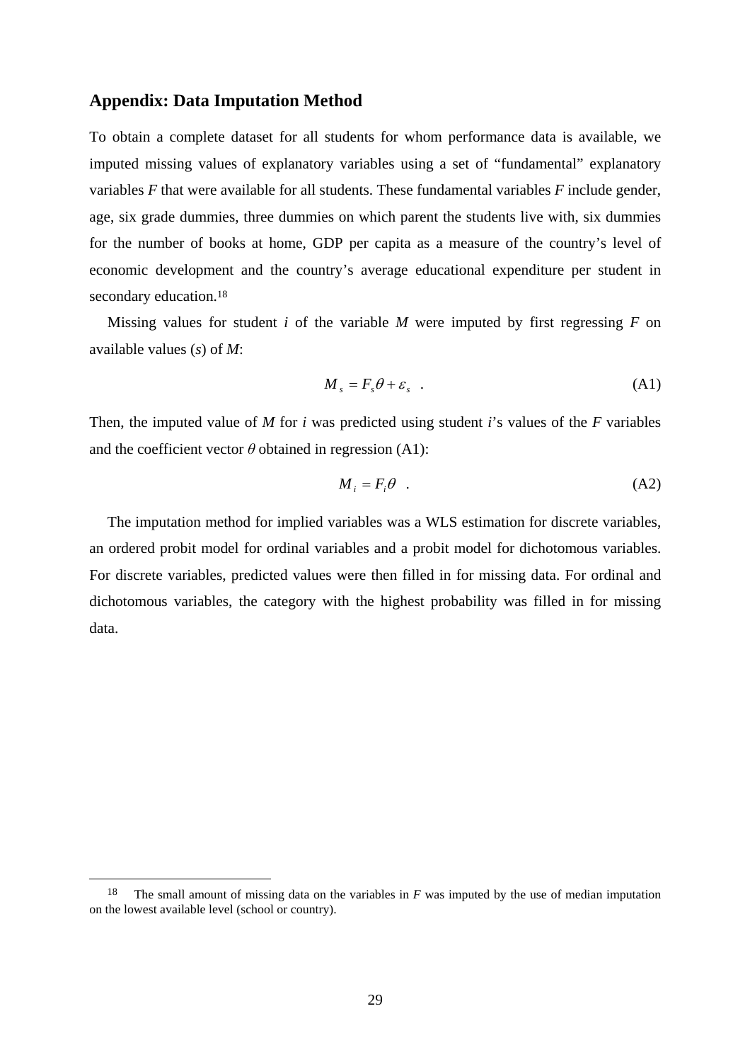## Appendix: Data Imputation Method

To obtain a complete dataset for all students for whom performance data is available, we imputed missing values of explanatory variables using a set of "fundamental" explanatory variables *F* that were available for all students. These fundamental variables *F* include gender, age, six grade dummies, three dummies on which parent the students live with, six dummies for the number of books at home, GDP per capita as a measure of the country's level of economic development and the country's average educational expenditure per student in secondary education.[18]

Missing values for student *i* of the variable *M* were imputed by first regressing *F* on available values (*s*) of *M*:

$$M_s = F_s \theta + \varepsilon_s \quad . \tag{A1}$$

Then, the imputed value of *M* for *i* was predicted using student *i*'s values of the *F* variables and the coefficient vector $\theta$ obtained in regression (A1):

$$M_i = F_i \theta \quad . \tag{A2}$$

The imputation method for implied variables was a WLS estimation for discrete variables, an ordered probit model for ordinal variables and a probit model for dichotomous variables. For discrete variables, predicted values were then filled in for missing data. For ordinal and dichotomous variables, the category with the highest probability was filled in for missing data.

[18] The small amount of missing data on the variables in *F* was imputed by the use of median imputation on the lowest available level (school or country).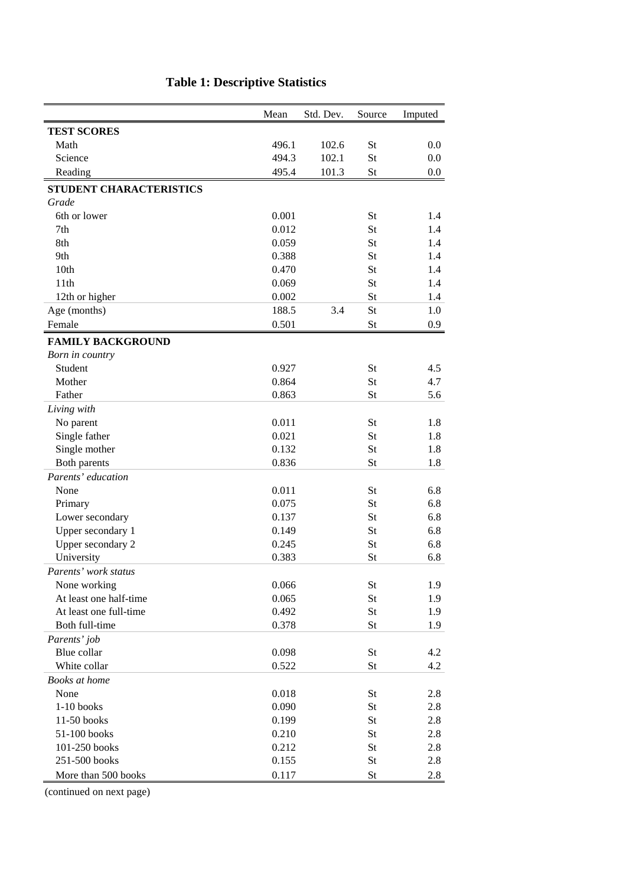**Table 1: Descriptive Statistics**

| | Mean | Std. Dev. | Source | Imputed |
|---|---|---|---|---|
| **TEST SCORES** | | | | |
| Math | 496.1 | 102.6 | St | 0.0 |
| Science | 494.3 | 102.1 | St | 0.0 |
| Reading | 495.4 | 101.3 | St | 0.0 |
| **STUDENT CHARACTERISTICS** | | | | |
| *Grade* | | | | |
| 6th or lower | 0.001 | | St | 1.4 |
| 7th | 0.012 | | St | 1.4 |
| 8th | 0.059 | | St | 1.4 |
| 9th | 0.388 | | St | 1.4 |
| 10th | 0.470 | | St | 1.4 |
| 11th | 0.069 | | St | 1.4 |
| 12th or higher | 0.002 | | St | 1.4 |
| Age (months) | 188.5 | 3.4 | St | 1.0 |
| Female | 0.501 | | St | 0.9 |
| **FAMILY BACKGROUND** | | | | |
| *Born in country* | | | | |
| Student | 0.927 | | St | 4.5 |
| Mother | 0.864 | | St | 4.7 |
| Father | 0.863 | | St | 5.6 |
| *Living with* | | | | |
| No parent | 0.011 | | St | 1.8 |
| Single father | 0.021 | | St | 1.8 |
| Single mother | 0.132 | | St | 1.8 |
| Both parents | 0.836 | | St | 1.8 |
| *Parents' education* | | | | |
| None | 0.011 | | St | 6.8 |
| Primary | 0.075 | | St | 6.8 |
| Lower secondary | 0.137 | | St | 6.8 |
| Upper secondary 1 | 0.149 | | St | 6.8 |
| Upper secondary 2 | 0.245 | | St | 6.8 |
| University | 0.383 | | St | 6.8 |
| *Parents' work status* | | | | |
| None working | 0.066 | | St | 1.9 |
| At least one half-time | 0.065 | | St | 1.9 |
| At least one full-time | 0.492 | | St | 1.9 |
| Both full-time | 0.378 | | St | 1.9 |
| *Parents' job* | | | | |
| Blue collar | 0.098 | | St | 4.2 |
| White collar | 0.522 | | St | 4.2 |
| *Books at home* | | | | |
| None | 0.018 | | St | 2.8 |
| 1-10 books | 0.090 | | St | 2.8 |
| 11-50 books | 0.199 | | St | 2.8 |
| 51-100 books | 0.210 | | St | 2.8 |
| 101-250 books | 0.212 | | St | 2.8 |
| 251-500 books | 0.155 | | St | 2.8 |
| More than 500 books | 0.117 | | St | 2.8 |

(continued on next page)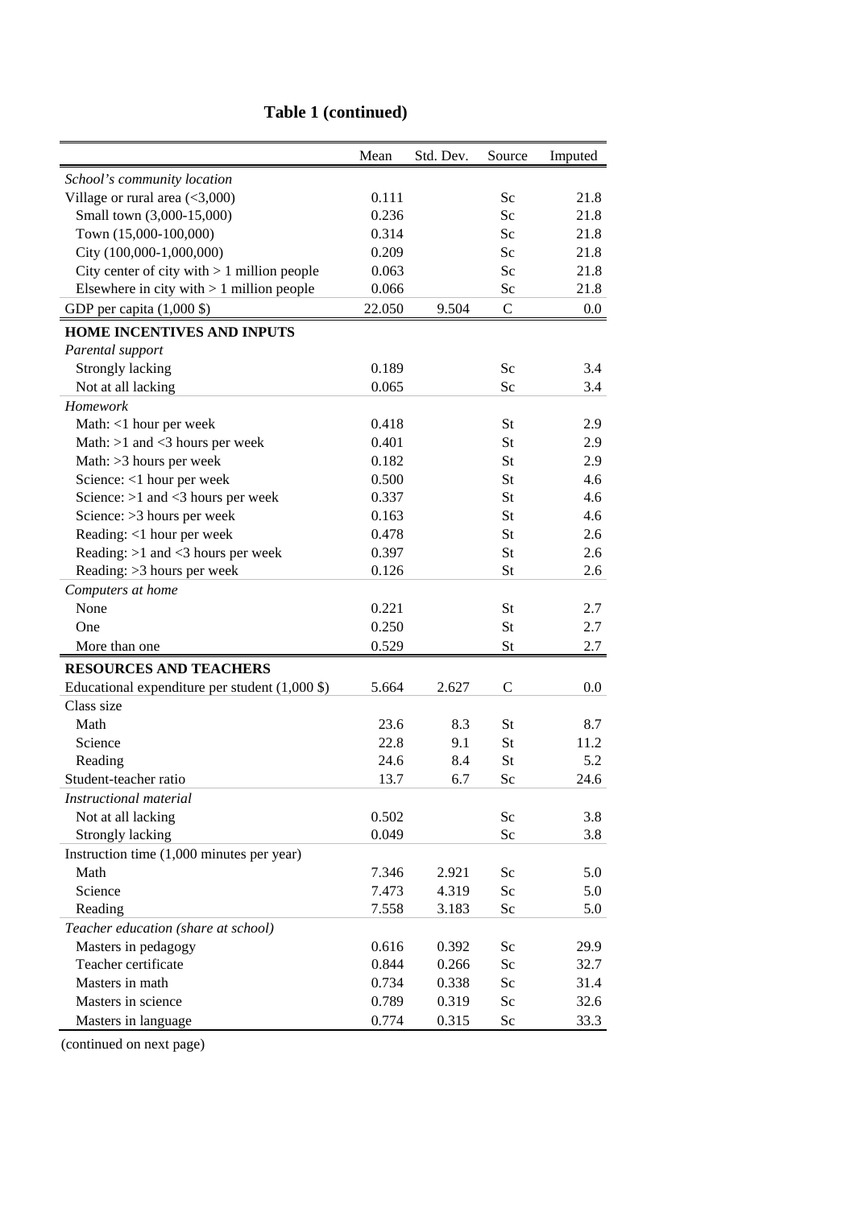**Table 1 (continued)**

| | Mean | Std. Dev. | Source | Imputed |
|---|---|---|---|---|
| *School's community location* | | | | |
| Village or rural area (<3,000) | 0.111 | | Sc | 21.8 |
| Small town (3,000-15,000) | 0.236 | | Sc | 21.8 |
| Town (15,000-100,000) | 0.314 | | Sc | 21.8 |
| City (100,000-1,000,000) | 0.209 | | Sc | 21.8 |
| City center of city with > 1 million people | 0.063 | | Sc | 21.8 |
| Elsewhere in city with > 1 million people | 0.066 | | Sc | 21.8 |
| GDP per capita (1,000 $) | 22.050 | 9.504 | C | 0.0 |
| **HOME INCENTIVES AND INPUTS** | | | | |
| *Parental support* | | | | |
| Strongly lacking | 0.189 | | Sc | 3.4 |
| Not at all lacking | 0.065 | | Sc | 3.4 |
| *Homework* | | | | |
| Math: <1 hour per week | 0.418 | | St | 2.9 |
| Math: >1 and <3 hours per week | 0.401 | | St | 2.9 |
| Math: >3 hours per week | 0.182 | | St | 2.9 |
| Science: <1 hour per week | 0.500 | | St | 4.6 |
| Science: >1 and <3 hours per week | 0.337 | | St | 4.6 |
| Science: >3 hours per week | 0.163 | | St | 4.6 |
| Reading: <1 hour per week | 0.478 | | St | 2.6 |
| Reading: >1 and <3 hours per week | 0.397 | | St | 2.6 |
| Reading: >3 hours per week | 0.126 | | St | 2.6 |
| *Computers at home* | | | | |
| None | 0.221 | | St | 2.7 |
| One | 0.250 | | St | 2.7 |
| More than one | 0.529 | | St | 2.7 |
| **RESOURCES AND TEACHERS** | | | | |
| Educational expenditure per student (1,000 $) | 5.664 | 2.627 | C | 0.0 |
| Class size | | | | |
| Math | 23.6 | 8.3 | St | 8.7 |
| Science | 22.8 | 9.1 | St | 11.2 |
| Reading | 24.6 | 8.4 | St | 5.2 |
| Student-teacher ratio | 13.7 | 6.7 | Sc | 24.6 |
| *Instructional material* | | | | |
| Not at all lacking | 0.502 | | Sc | 3.8 |
| Strongly lacking | 0.049 | | Sc | 3.8 |
| Instruction time (1,000 minutes per year) | | | | |
| Math | 7.346 | 2.921 | Sc | 5.0 |
| Science | 7.473 | 4.319 | Sc | 5.0 |
| Reading | 7.558 | 3.183 | Sc | 5.0 |
| *Teacher education (share at school)* | | | | |
| Masters in pedagogy | 0.616 | 0.392 | Sc | 29.9 |
| Teacher certificate | 0.844 | 0.266 | Sc | 32.7 |
| Masters in math | 0.734 | 0.338 | Sc | 31.4 |
| Masters in science | 0.789 | 0.319 | Sc | 32.6 |
| Masters in language | 0.774 | 0.315 | Sc | 33.3 |

(continued on next page)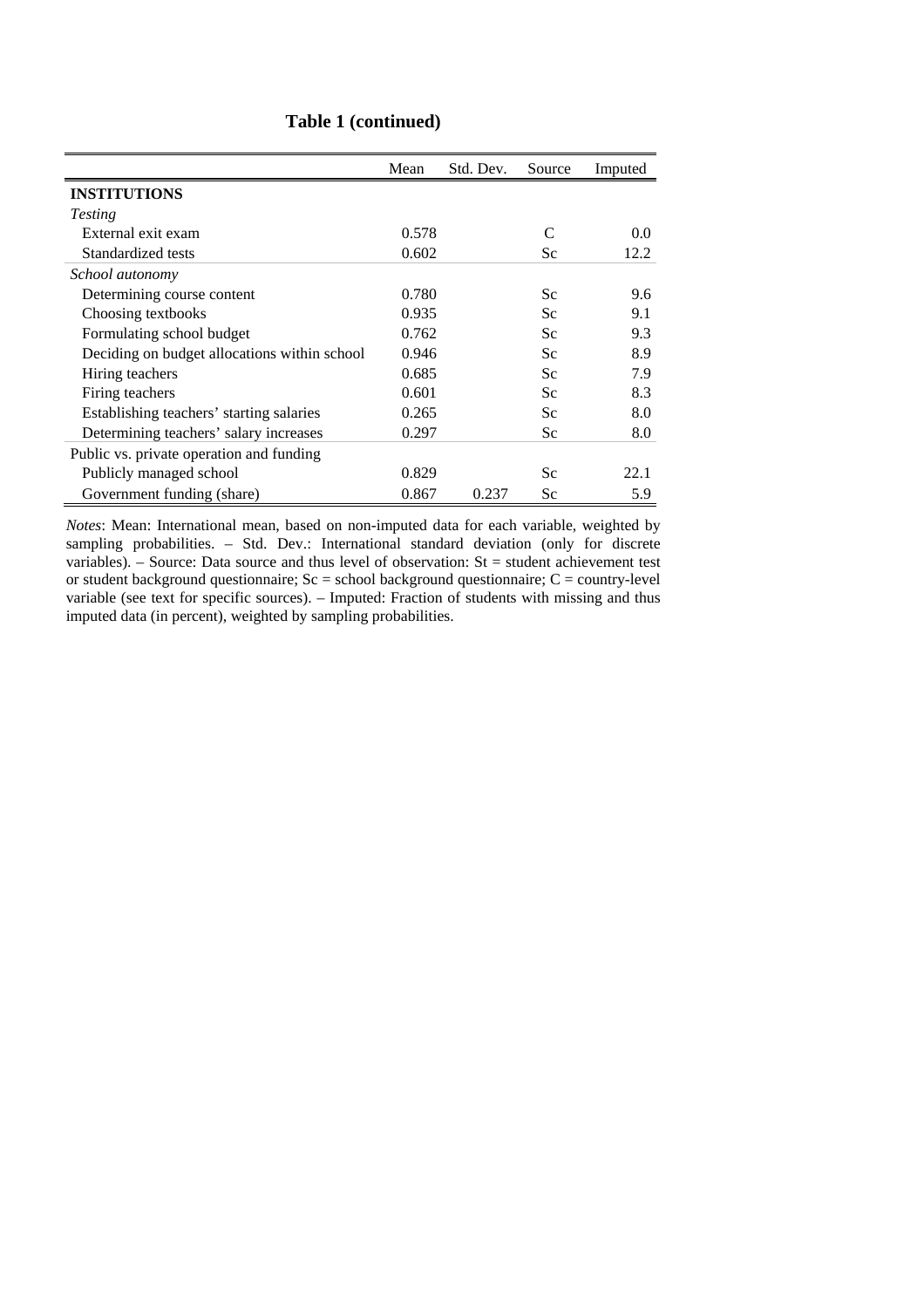### Table 1 (continued)

| | Mean | Std. Dev. | Source | Imputed |
|---|---|---|---|---|
| **INSTITUTIONS** | | | | |
| *Testing* | | | | |
| External exit exam | 0.578 | | C | 0.0 |
| Standardized tests | 0.602 | | Sc | 12.2 |
| *School autonomy* | | | | |
| Determining course content | 0.780 | | Sc | 9.6 |
| Choosing textbooks | 0.935 | | Sc | 9.1 |
| Formulating school budget | 0.762 | | Sc | 9.3 |
| Deciding on budget allocations within school | 0.946 | | Sc | 8.9 |
| Hiring teachers | 0.685 | | Sc | 7.9 |
| Firing teachers | 0.601 | | Sc | 8.3 |
| Establishing teachers' starting salaries | 0.265 | | Sc | 8.0 |
| Determining teachers' salary increases | 0.297 | | Sc | 8.0 |
| Public vs. private operation and funding | | | | |
| Publicly managed school | 0.829 | | Sc | 22.1 |
| Government funding (share) | 0.867 | 0.237 | Sc | 5.9 |

*Notes*: Mean: International mean, based on non-imputed data for each variable, weighted by sampling probabilities. – Std. Dev.: International standard deviation (only for discrete variables). – Source: Data source and thus level of observation: St = student achievement test or student background questionnaire; Sc = school background questionnaire; C = country-level variable (see text for specific sources). – Imputed: Fraction of students with missing and thus imputed data (in percent), weighted by sampling probabilities.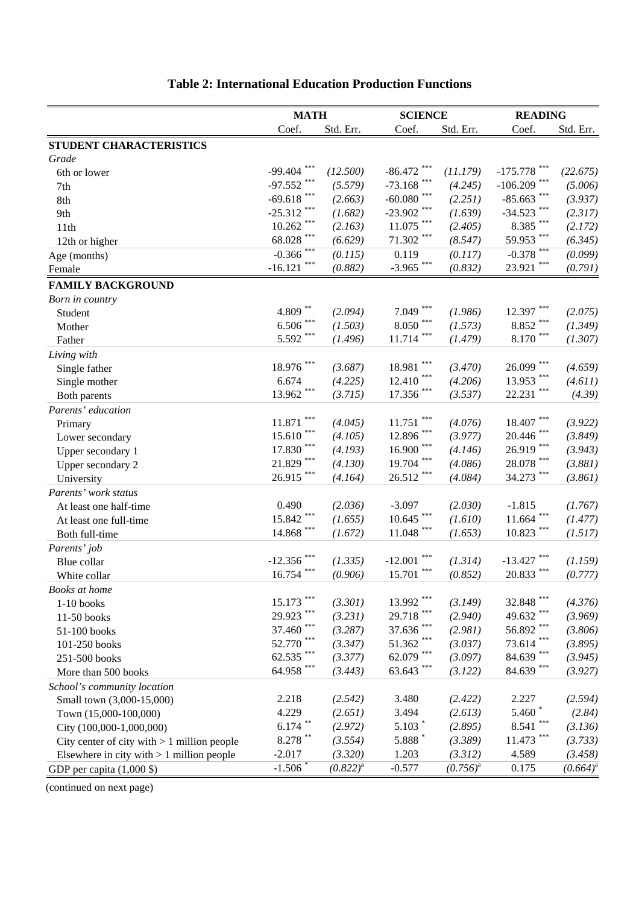## Table 2: International Education Production Functions

| | MATH | | SCIENCE | | READING | |
|---|---|---|---|---|---|---|
| | Coef. | Std. Err. | Coef. | Std. Err. | Coef. | Std. Err. |
| **STUDENT CHARACTERISTICS** | | | | | | |
| *Grade* | | | | | | |
| 6th or lower | -99.404 *** | (12.500) | -86.472 *** | (11.179) | -175.778 *** | (22.675) |
| 7th | -97.552 *** | (5.579) | -73.168 *** | (4.245) | -106.209 *** | (5.006) |
| 8th | -69.618 *** | (2.663) | -60.080 *** | (2.251) | -85.663 *** | (3.937) |
| 9th | -25.312 *** | (1.682) | -23.902 *** | (1.639) | -34.523 *** | (2.317) |
| 11th | 10.262 *** | (2.163) | 11.075 *** | (2.405) | 8.385 *** | (2.172) |
| 12th or higher | 68.028 *** | (6.629) | 71.302 *** | (8.547) | 59.953 *** | (6.345) |
| Age (months) | -0.366 *** | (0.115) | 0.119 | (0.117) | -0.378 *** | (0.099) |
| Female | -16.121 *** | (0.882) | -3.965 *** | (0.832) | 23.921 *** | (0.791) |
| **FAMILY BACKGROUND** | | | | | | |
| *Born in country* | | | | | | |
| Student | 4.809 ** | (2.094) | 7.049 *** | (1.986) | 12.397 *** | (2.075) |
| Mother | 6.506 *** | (1.503) | 8.050 *** | (1.573) | 8.852 *** | (1.349) |
| Father | 5.592 *** | (1.496) | 11.714 *** | (1.479) | 8.170 *** | (1.307) |
| *Living with* | | | | | | |
| Single father | 18.976 *** | (3.687) | 18.981 *** | (3.470) | 26.099 *** | (4.659) |
| Single mother | 6.674 | (4.225) | 12.410 *** | (4.206) | 13.953 *** | (4.611) |
| Both parents | 13.962 *** | (3.715) | 17.356 *** | (3.537) | 22.231 *** | (4.39) |
| *Parents' education* | | | | | | |
| Primary | 11.871 *** | (4.045) | 11.751 *** | (4.076) | 18.407 *** | (3.922) |
| Lower secondary | 15.610 *** | (4.105) | 12.896 *** | (3.977) | 20.446 *** | (3.849) |
| Upper secondary 1 | 17.830 *** | (4.193) | 16.900 *** | (4.146) | 26.919 *** | (3.943) |
| Upper secondary 2 | 21.829 *** | (4.130) | 19.704 *** | (4.086) | 28.078 *** | (3.881) |
| University | 26.915 *** | (4.164) | 26.512 *** | (4.084) | 34.273 *** | (3.861) |
| *Parents' work status* | | | | | | |
| At least one half-time | 0.490 | (2.036) | -3.097 | (2.030) | -1.815 | (1.767) |
| At least one full-time | 15.842 *** | (1.655) | 10.645 *** | (1.610) | 11.664 *** | (1.477) |
| Both full-time | 14.868 *** | (1.672) | 11.048 *** | (1.653) | 10.823 *** | (1.517) |
| *Parents' job* | | | | | | |
| Blue collar | -12.356 *** | (1.335) | -12.001 *** | (1.314) | -13.427 *** | (1.159) |
| White collar | 16.754 *** | (0.906) | 15.701 *** | (0.852) | 20.833 *** | (0.777) |
| *Books at home* | | | | | | |
| 1-10 books | 15.173 *** | (3.301) | 13.992 *** | (3.149) | 32.848 *** | (4.376) |
| 11-50 books | 29.923 *** | (3.231) | 29.718 *** | (2.940) | 49.632 *** | (3.969) |
| 51-100 books | 37.460 *** | (3.287) | 37.636 *** | (2.981) | 56.892 *** | (3.806) |
| 101-250 books | 52.770 *** | (3.347) | 51.362 *** | (3.037) | 73.614 *** | (3.895) |
| 251-500 books | 62.535 *** | (3.377) | 62.079 *** | (3.097) | 84.639 *** | (3.945) |
| More than 500 books | 64.958 *** | (3.443) | 63.643 *** | (3.122) | 84.639 *** | (3.927) |
| *School's community location* | | | | | | |
| Small town (3,000-15,000) | 2.218 | (2.542) | 3.480 | (2.422) | 2.227 | (2.594) |
| Town (15,000-100,000) | 4.229 | (2.651) | 3.494 | (2.613) | 5.460 * | (2.84) |
| City (100,000-1,000,000) | 6.174 ** | (2.972) | 5.103 * | (2.895) | 8.541 *** | (3.136) |
| City center of city with > 1 million people | 8.278 ** | (3.554) | 5.888 * | (3.389) | 11.473 *** | (3.733) |
| Elsewhere in city with > 1 million people | -2.017 | (3.320) | 1.203 | (3.312) | 4.589 | (3.458) |
| GDP per capita (1,000 $) | -1.506 * | (0.822)[a] | -0.577 | (0.756)[a] | 0.175 | (0.664)[a] |

(continued on next page)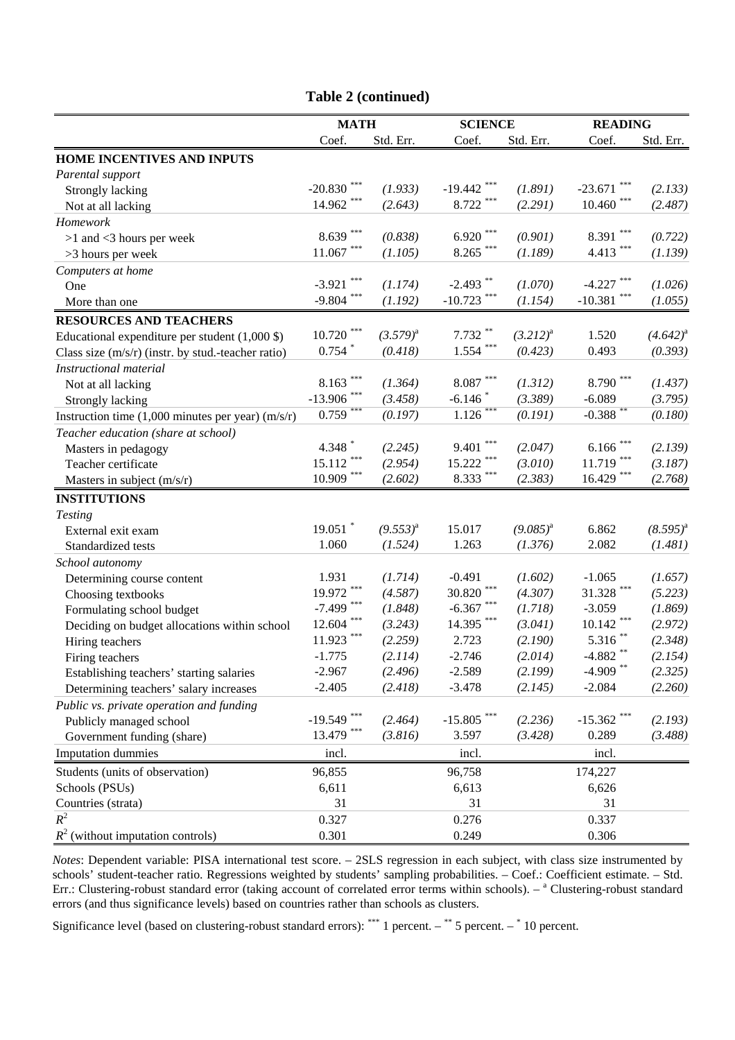**Table 2 (continued)**

| | MATH | | SCIENCE | | READING | |
|---|---|---|---|---|---|---|
| | Coef. | Std. Err. | Coef. | Std. Err. | Coef. | Std. Err. |
| **HOME INCENTIVES AND INPUTS** | | | | | | |
| *Parental support* | | | | | | |
| Strongly lacking | -20.830 *** | *(1.933)* | -19.442 *** | *(1.891)* | -23.671 *** | *(2.133)* |
| Not at all lacking | 14.962 *** | *(2.643)* | 8.722 *** | *(2.291)* | 10.460 *** | *(2.487)* |
| *Homework* | | | | | | |
| >1 and <3 hours per week | 8.639 *** | *(0.838)* | 6.920 *** | *(0.901)* | 8.391 *** | *(0.722)* |
| >3 hours per week | 11.067 *** | *(1.105)* | 8.265 *** | *(1.189)* | 4.413 *** | *(1.139)* |
| *Computers at home* | | | | | | |
| One | -3.921 *** | *(1.174)* | -2.493 ** | *(1.070)* | -4.227 *** | *(1.026)* |
| More than one | -9.804 *** | *(1.192)* | -10.723 *** | *(1.154)* | -10.381 *** | *(1.055)* |
| **RESOURCES AND TEACHERS** | | | | | | |
| Educational expenditure per student (1,000 $) | 10.720 *** | *(3.579)*[a] | 7.732 ** | *(3.212)*[a] | 1.520 | *(4.642)*[a] |
| Class size (m/s/r) (instr. by stud.-teacher ratio) | 0.754 * | *(0.418)* | 1.554 *** | *(0.423)* | 0.493 | *(0.393)* |
| *Instructional material* | | | | | | |
| Not at all lacking | 8.163 *** | *(1.364)* | 8.087 *** | *(1.312)* | 8.790 *** | *(1.437)* |
| Strongly lacking | -13.906 *** | *(3.458)* | -6.146 * | *(3.389)* | -6.089 | *(3.795)* |
| Instruction time (1,000 minutes per year) (m/s/r) | 0.759 *** | *(0.197)* | 1.126 *** | *(0.191)* | -0.388 ** | *(0.180)* |
| *Teacher education (share at school)* | | | | | | |
| Masters in pedagogy | 4.348 * | *(2.245)* | 9.401 *** | *(2.047)* | 6.166 *** | *(2.139)* |
| Teacher certificate | 15.112 *** | *(2.954)* | 15.222 *** | *(3.010)* | 11.719 *** | *(3.187)* |
| Masters in subject (m/s/r) | 10.909 *** | *(2.602)* | 8.333 *** | *(2.383)* | 16.429 *** | *(2.768)* |
| **INSTITUTIONS** | | | | | | |
| *Testing* | | | | | | |
| External exit exam | 19.051 * | *(9.553)*[a] | 15.017 | *(9.085)*[a] | 6.862 | *(8.595)*[a] |
| Standardized tests | 1.060 | *(1.524)* | 1.263 | *(1.376)* | 2.082 | *(1.481)* |
| *School autonomy* | | | | | | |
| Determining course content | 1.931 | *(1.714)* | -0.491 | *(1.602)* | -1.065 | *(1.657)* |
| Choosing textbooks | 19.972 *** | *(4.587)* | 30.820 *** | *(4.307)* | 31.328 *** | *(5.223)* |
| Formulating school budget | -7.499 *** | *(1.848)* | -6.367 *** | *(1.718)* | -3.059 | *(1.869)* |
| Deciding on budget allocations within school | 12.604 *** | *(3.243)* | 14.395 *** | *(3.041)* | 10.142 *** | *(2.972)* |
| Hiring teachers | 11.923 *** | *(2.259)* | 2.723 | *(2.190)* | 5.316 ** | *(2.348)* |
| Firing teachers | -1.775 | *(2.114)* | -2.746 | *(2.014)* | -4.882 ** | *(2.154)* |
| Establishing teachers' starting salaries | -2.967 | *(2.496)* | -2.589 | *(2.199)* | -4.909 ** | *(2.325)* |
| Determining teachers' salary increases | -2.405 | *(2.418)* | -3.478 | *(2.145)* | -2.084 | *(2.260)* |
| *Public vs. private operation and funding* | | | | | | |
| Publicly managed school | -19.549 *** | *(2.464)* | -15.805 *** | *(2.236)* | -15.362 *** | *(2.193)* |
| Government funding (share) | 13.479 *** | *(3.816)* | 3.597 | *(3.428)* | 0.289 | *(3.488)* |
| Imputation dummies | incl. | | incl. | | incl. | |
| Students (units of observation) | 96,855 | | 96,758 | | 174,227 | |
| Schools (PSUs) | 6,611 | | 6,613 | | 6,626 | |
| Countries (strata) | 31 | | 31 | | 31 | |
| $R^2$ | 0.327 | | 0.276 | | 0.337 | |
| $R^2$ (without imputation controls) | 0.301 | | 0.249 | | 0.306 | |

*Notes*: Dependent variable: PISA international test score. – 2SLS regression in each subject, with class size instrumented by schools' student-teacher ratio. Regressions weighted by students' sampling probabilities. – Coef.: Coefficient estimate. – Std. Err.: Clustering-robust standard error (taking account of correlated error terms within schools). – [a] Clustering-robust standard errors (and thus significance levels) based on countries rather than schools as clusters.

Significance level (based on clustering-robust standard errors): *** 1 percent. – ** 5 percent. – * 10 percent.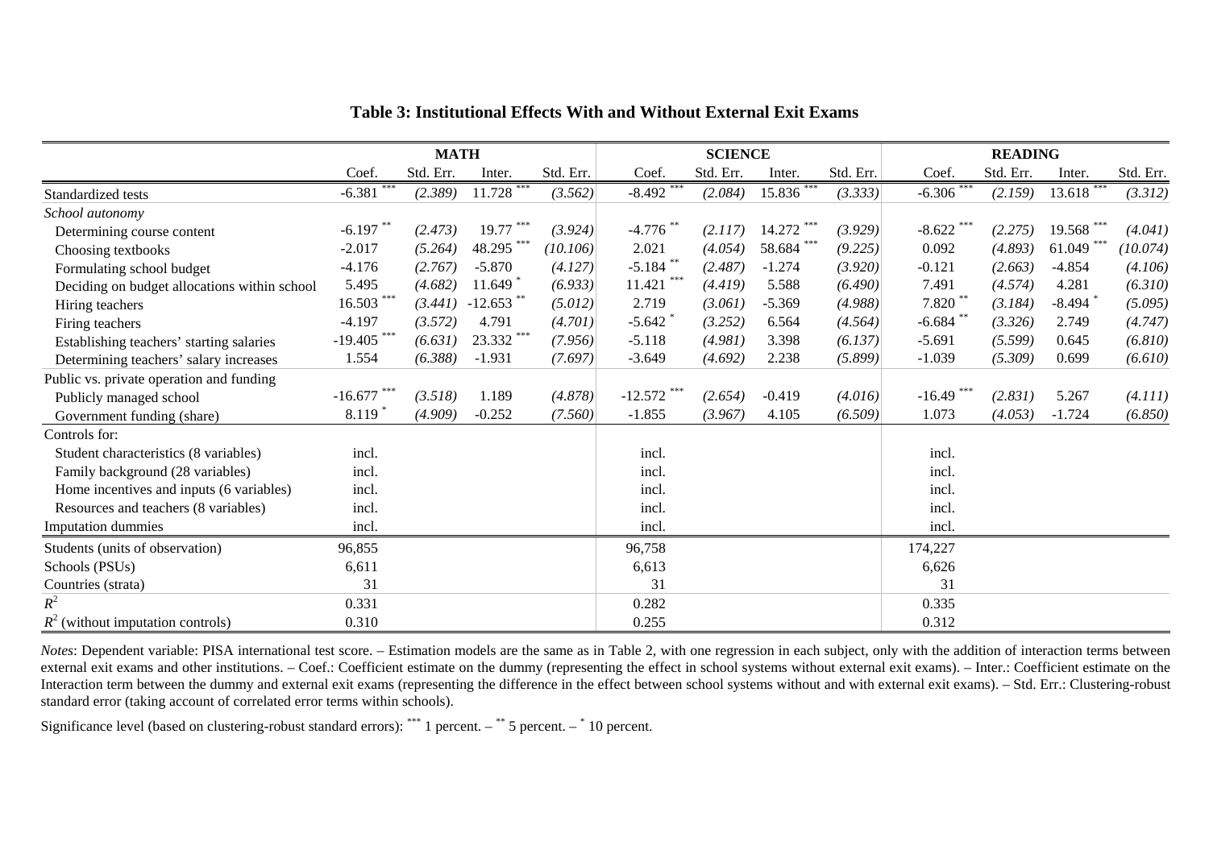**Table 3: Institutional Effects With and Without External Exit Exams**

| | MATH | | | | SCIENCE | | | | READING | | | |
|---|---|---|---|---|---|---|---|---|---|---|---|---|
| | Coef. | Std. Err. | Inter. | Std. Err. | Coef. | Std. Err. | Inter. | Std. Err. | Coef. | Std. Err. | Inter. | Std. Err. |
| Standardized tests | -6.381 *** | *(2.389)* | 11.728 *** | *(3.562)* | -8.492 *** | *(2.084)* | 15.836 *** | *(3.333)* | -6.306 *** | *(2.159)* | 13.618 *** | *(3.312)* |
| *School autonomy* | | | | | | | | | | | | |
| Determining course content | -6.197 ** | *(2.473)* | 19.77 *** | *(3.924)* | -4.776 ** | *(2.117)* | 14.272 *** | *(3.929)* | -8.622 *** | *(2.275)* | 19.568 *** | *(4.041)* |
| Choosing textbooks | -2.017 | *(5.264)* | 48.295 *** | *(10.106)* | 2.021 | *(4.054)* | 58.684 *** | *(9.225)* | 0.092 | *(4.893)* | 61.049 *** | *(10.074)* |
| Formulating school budget | -4.176 | *(2.767)* | -5.870 | *(4.127)* | -5.184 ** | *(2.487)* | -1.274 | *(3.920)* | -0.121 | *(2.663)* | -4.854 | *(4.106)* |
| Deciding on budget allocations within school | 5.495 | *(4.682)* | 11.649 * | *(6.933)* | 11.421 *** | *(4.419)* | 5.588 | *(6.490)* | 7.491 | *(4.574)* | 4.281 | *(6.310)* |
| Hiring teachers | 16.503 *** | *(3.441)* | -12.653 ** | *(5.012)* | 2.719 | *(3.061)* | -5.369 | *(4.988)* | 7.820 ** | *(3.184)* | -8.494 * | *(5.095)* |
| Firing teachers | -4.197 | *(3.572)* | 4.791 | *(4.701)* | -5.642 * | *(3.252)* | 6.564 | *(4.564)* | -6.684 ** | *(3.326)* | 2.749 | *(4.747)* |
| Establishing teachers' starting salaries | -19.405 *** | *(6.631)* | 23.332 *** | *(7.956)* | -5.118 | *(4.981)* | 3.398 | *(6.137)* | -5.691 | *(5.599)* | 0.645 | *(6.810)* |
| Determining teachers' salary increases | 1.554 | *(6.388)* | -1.931 | *(7.697)* | -3.649 | *(4.692)* | 2.238 | *(5.899)* | -1.039 | *(5.309)* | 0.699 | *(6.610)* |
| Public vs. private operation and funding | | | | | | | | | | | | |
| Publicly managed school | -16.677 *** | *(3.518)* | 1.189 | *(4.878)* | -12.572 *** | *(2.654)* | -0.419 | *(4.016)* | -16.49 *** | *(2.831)* | 5.267 | *(4.111)* |
| Government funding (share) | 8.119 * | *(4.909)* | -0.252 | *(7.560)* | -1.855 | *(3.967)* | 4.105 | *(6.509)* | 1.073 | *(4.053)* | -1.724 | *(6.850)* |
| Controls for: | | | | | | | | | | | | |
| Student characteristics (8 variables) | incl. | | | | incl. | | | | incl. | | | |
| Family background (28 variables) | incl. | | | | incl. | | | | incl. | | | |
| Home incentives and inputs (6 variables) | incl. | | | | incl. | | | | incl. | | | |
| Resources and teachers (8 variables) | incl. | | | | incl. | | | | incl. | | | |
| Imputation dummies | incl. | | | | incl. | | | | incl. | | | |
| Students (units of observation) | 96,855 | | | | 96,758 | | | | 174,227 | | | |
| Schools (PSUs) | 6,611 | | | | 6,613 | | | | 6,626 | | | |
| Countries (strata) | 31 | | | | 31 | | | | 31 | | | |
| $R^2$ | 0.331 | | | | 0.282 | | | | 0.335 | | | |
| $R^2$ (without imputation controls) | 0.310 | | | | 0.255 | | | | 0.312 | | | |

*Notes*: Dependent variable: PISA international test score. – Estimation models are the same as in Table 2, with one regression in each subject, only with the addition of interaction terms between external exit exams and other institutions. – Coef.: Coefficient estimate on the dummy (representing the effect in school systems without external exit exams). – Inter.: Coefficient estimate on the Interaction term between the dummy and external exit exams (representing the difference in the effect between school systems without and with external exit exams). – Std. Err.: Clustering-robust standard error (taking account of correlated error terms within schools).

Significance level (based on clustering-robust standard errors): *** 1 percent. – ** 5 percent. – * 10 percent.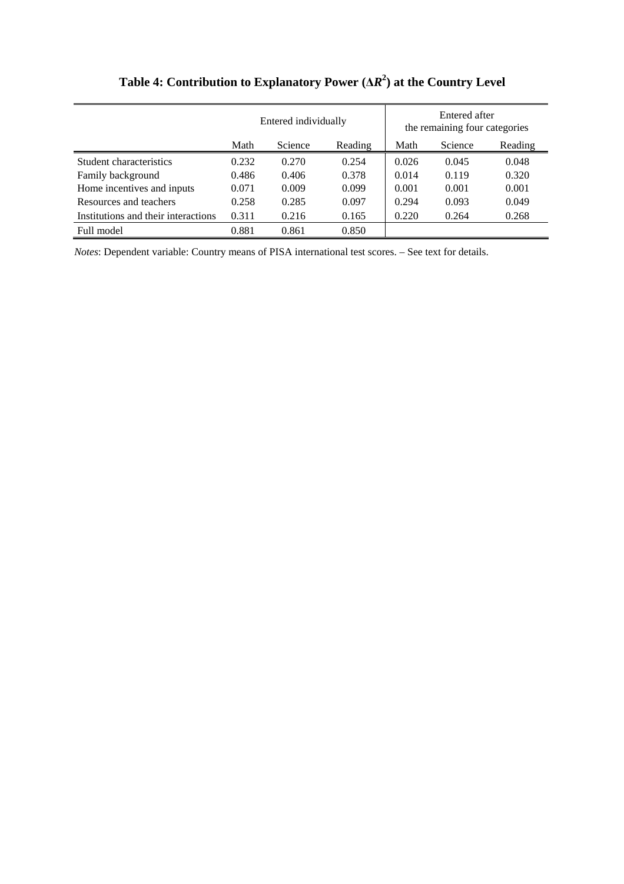# Table 4: Contribution to Explanatory Power ($\Delta R^2$) at the Country Level

| | Entered individually | | | Entered after the remaining four categories | | |
|---|---|---|---|---|---|---|
| | Math | Science | Reading | Math | Science | Reading |
| Student characteristics | 0.232 | 0.270 | 0.254 | 0.026 | 0.045 | 0.048 |
| Family background | 0.486 | 0.406 | 0.378 | 0.014 | 0.119 | 0.320 |
| Home incentives and inputs | 0.071 | 0.009 | 0.099 | 0.001 | 0.001 | 0.001 |
| Resources and teachers | 0.258 | 0.285 | 0.097 | 0.294 | 0.093 | 0.049 |
| Institutions and their interactions | 0.311 | 0.216 | 0.165 | 0.220 | 0.264 | 0.268 |
| Full model | 0.881 | 0.861 | 0.850 | | | |

*Notes*: Dependent variable: Country means of PISA international test scores. – See text for details.